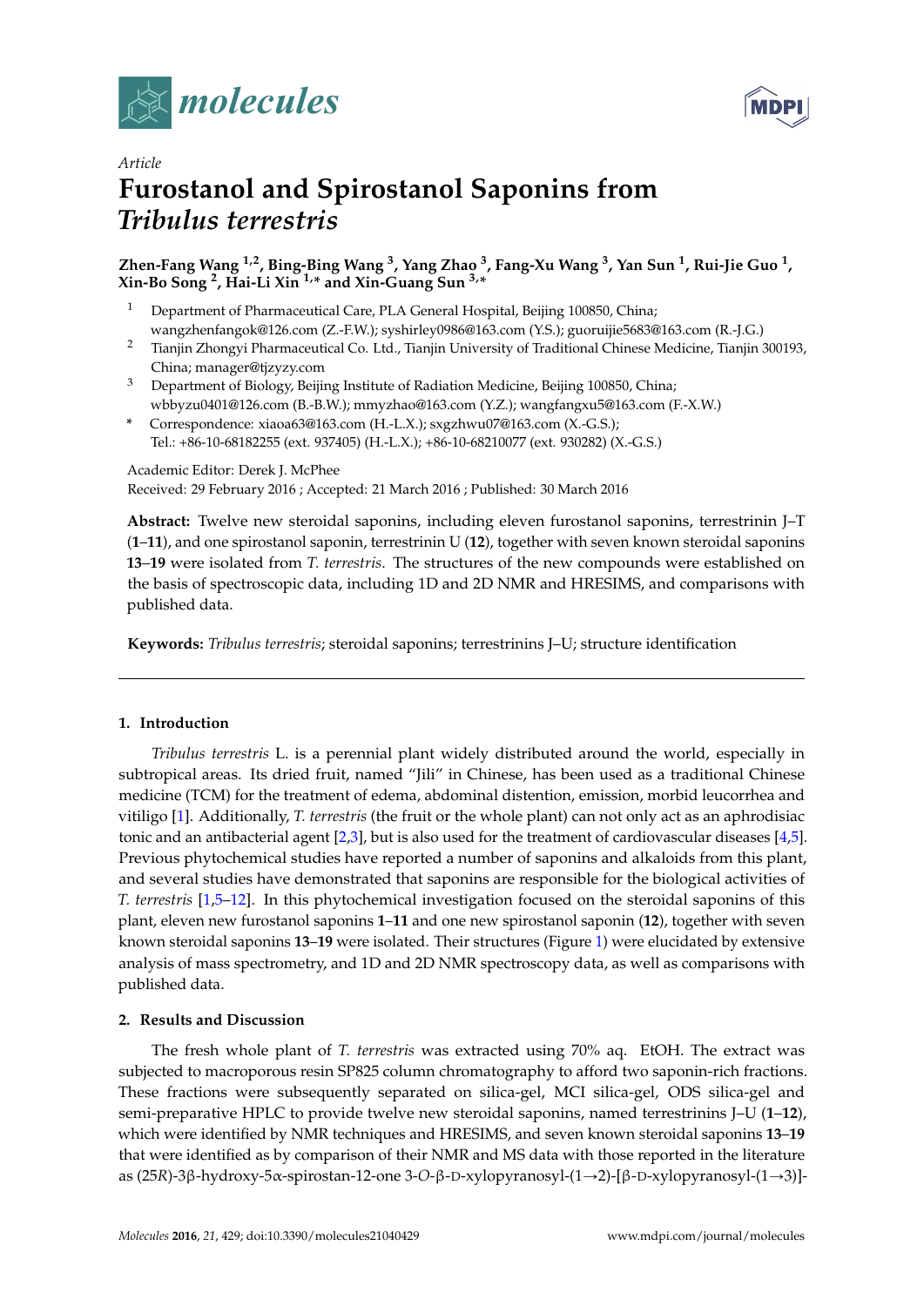*Article*

# Furostanol and Spirostanol Saponins from *Tribulus terrestris*

**Zhen-Fang Wang [1,2], Bing-Bing Wang [3], Yang Zhao [3], Fang-Xu Wang [3], Yan Sun [1], Rui-Jie Guo [1], Xin-Bo Song [2], Hai-Li Xin [1,*] and Xin-Guang Sun [3,*]**

[1] Department of Pharmaceutical Care, PLA General Hospital, Beijing 100850, China; wangzhenfangok@126.com (Z.-F.W.); syshirley0986@163.com (Y.S.); guoruijie5683@163.com (R.-J.G.)
[2] Tianjin Zhongyi Pharmaceutical Co. Ltd., Tianjin University of Traditional Chinese Medicine, Tianjin 300193, China; manager@tjzyzy.com
[3] Department of Biology, Beijing Institute of Radiation Medicine, Beijing 100850, China; wbbyzu0401@126.com (B.-B.W.); mmyzhao@163.com (Y.Z.); wangfangxu5@163.com (F.-X.W.)
\* Correspondence: xiaoa63@163.com (H.-L.X.); sxgzhwu07@163.com (X.-G.S.); Tel.: +86-10-68182255 (ext. 937405) (H.-L.X.); +86-10-68210077 (ext. 930282) (X.-G.S.)

Academic Editor: Derek J. McPhee
Received: 29 February 2016 ; Accepted: 21 March 2016 ; Published: 30 March 2016

**Abstract:** Twelve new steroidal saponins, including eleven furostanol saponins, terrestrinin J–T (**1**–**11**), and one spirostanol saponin, terrestrinin U (**12**), together with seven known steroidal saponins **13**–**19** were isolated from *T. terrestris*. The structures of the new compounds were established on the basis of spectroscopic data, including 1D and 2D NMR and HRESIMS, and comparisons with published data.

**Keywords:** *Tribulus terrestris*; steroidal saponins; terrestrinins J–U; structure identification

## 1. Introduction

*Tribulus terrestris* L. is a perennial plant widely distributed around the world, especially in subtropical areas. Its dried fruit, named "Jili" in Chinese, has been used as a traditional Chinese medicine (TCM) for the treatment of edema, abdominal distention, emission, morbid leucorrhea and vitiligo [1]. Additionally, *T. terrestris* (the fruit or the whole plant) can not only act as an aphrodisiac tonic and an antibacterial agent [2,3], but is also used for the treatment of cardiovascular diseases [4,5]. Previous phytochemical studies have reported a number of saponins and alkaloids from this plant, and several studies have demonstrated that saponins are responsible for the biological activities of *T. terrestris* [1,5–12]. In this phytochemical investigation focused on the steroidal saponins of this plant, eleven new furostanol saponins **1**–**11** and one new spirostanol saponin (**12**), together with seven known steroidal saponins **13**–**19** were isolated. Their structures (Figure 1) were elucidated by extensive analysis of mass spectrometry, and 1D and 2D NMR spectroscopy data, as well as comparisons with published data.

## 2. Results and Discussion

The fresh whole plant of *T. terrestris* was extracted using 70% aq. EtOH. The extract was subjected to macroporous resin SP825 column chromatography to afford two saponin-rich fractions. These fractions were subsequently separated on silica-gel, MCI silica-gel, ODS silica-gel and semi-preparative HPLC to provide twelve new steroidal saponins, named terrestrinins J–U (**1**–**12**), which were identified by NMR techniques and HRESIMS, and seven known steroidal saponins **13**–**19** that were identified as by comparison of their NMR and MS data with those reported in the literature as (25*R*)-3β-hydroxy-5α-spirostan-12-one 3-*O*-β-D-xylopyranosyl-(1→2)-[β-D-xylopyranosyl-(1→3)]-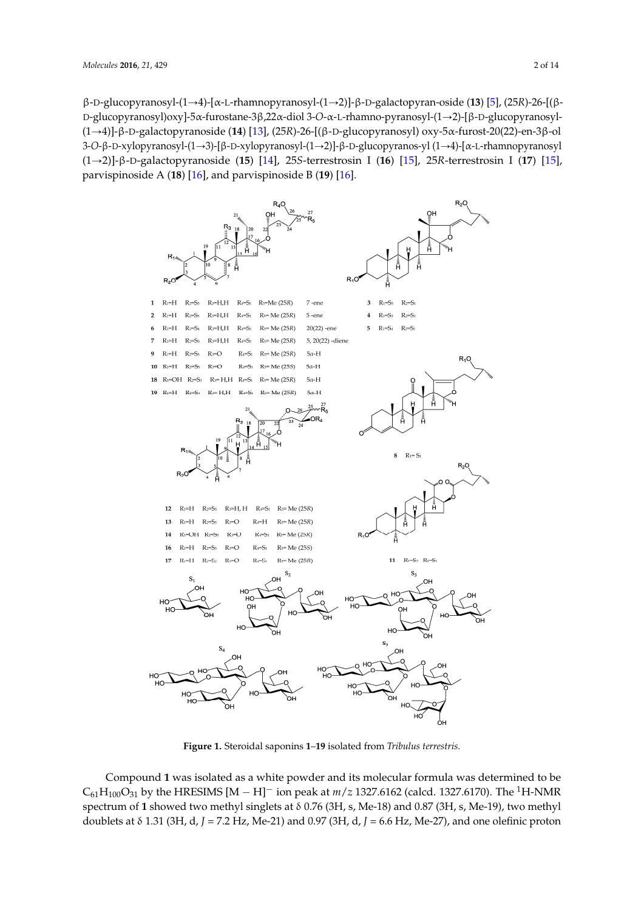β-D-glucopyranosyl-(1→4)-[α-L-rhamnopyranosyl-(1→2)]-β-D-galactopyran-oside (**13**) [5], (25*R*)-26-[(β-D-glucopyranosyl)oxy]-5α-furostane-3β,22α-diol 3-*O*-α-L-rhamno-pyranosyl-(1→2)-[β-D-glucopyranosyl-(1→4)]-β-D-galactopyranoside (**14**) [13], (25*R*)-26-[(β-D-glucopyranosyl) oxy-5α-furost-20(22)-en-3β-ol 3-*O*-β-D-xylopyranosyl-(1→3)-[β-D-xylopyranosyl-(1→2)]-β-D-glucopyranos-yl (1→4)-[α-L-rhamnopyranosyl (1→2)]-β-D-galactopyranoside (**15**) [14], 25*S*-terrestrosin I (**16**) [15], 25*R*-terrestrosin I (**17**) [15], parvispinoside A (**18**) [16], and parvispinoside B (**19**) [16].

**Figure 1.** Steroidal saponins **1**–**19** isolated from *Tribulus terrestris*.

Compound **1** was isolated as a white powder and its molecular formula was determined to be $C_{61}H_{100}O_{31}$ by the HRESIMS $[M - H]^-$ ion peak at $m/z$ 1327.6162 (calcd. 1327.6170). The $^1$H-NMR spectrum of **1** showed two methyl singlets at δ 0.76 (3H, s, Me-18) and 0.87 (3H, s, Me-19), two methyl doublets at δ 1.31 (3H, d, $J$ = 7.2 Hz, Me-21) and 0.97 (3H, d, $J$ = 6.6 Hz, Me-27), and one olefinic proton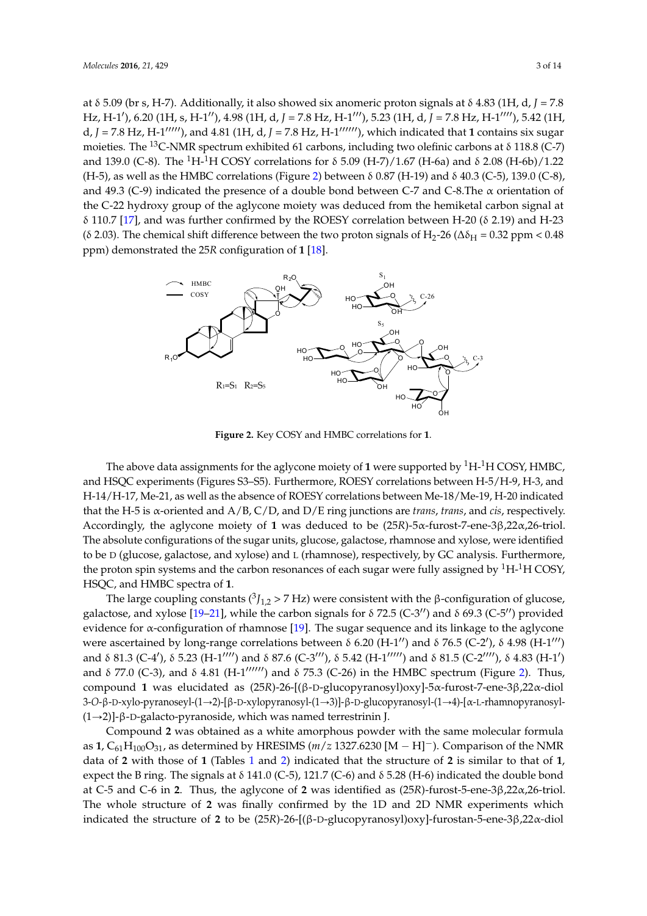at δ 5.09 (br s, H-7). Additionally, it also showed six anomeric proton signals at δ 4.83 (1H, d, *J* = 7.8 Hz, H-1′), 6.20 (1H, s, H-1′′), 4.98 (1H, d, *J* = 7.8 Hz, H-1′′′), 5.23 (1H, d, *J* = 7.8 Hz, H-1′′′′), 5.42 (1H, d, *J* = 7.8 Hz, H-1′′′′′), and 4.81 (1H, d, *J* = 7.8 Hz, H-1′′′′′′), which indicated that **1** contains six sugar moieties. The $^{13}$C-NMR spectrum exhibited 61 carbons, including two olefinic carbons at δ 118.8 (C-7) and 139.0 (C-8). The $^{1}$H-$^{1}$H COSY correlations for δ 5.09 (H-7)/1.67 (H-6a) and δ 2.08 (H-6b)/1.22 (H-5), as well as the HMBC correlations (Figure 2) between δ 0.87 (H-19) and δ 40.3 (C-5), 139.0 (C-8), and 49.3 (C-9) indicated the presence of a double bond between C-7 and C-8.The α orientation of the C-22 hydroxy group of the aglycone moiety was deduced from the hemiketal carbon signal at δ 110.7 [17], and was further confirmed by the ROESY correlation between H-20 (δ 2.19) and H-23 (δ 2.03). The chemical shift difference between the two proton signals of $H_2$-26 ($\Delta\delta_H$ = 0.32 ppm < 0.48 ppm) demonstrated the 25*R* configuration of **1** [18].

**Figure 2.** Key COSY and HMBC correlations for **1**.

The above data assignments for the aglycone moiety of **1** were supported by $^{1}$H-$^{1}$H COSY, HMBC, and HSQC experiments (Figures S3–S5). Furthermore, ROESY correlations between H-5/H-9, H-3, and H-14/H-17, Me-21, as well as the absence of ROESY correlations between Me-18/Me-19, H-20 indicated that the H-5 is α-oriented and A/B, C/D, and D/E ring junctions are *trans*, *trans*, and *cis*, respectively. Accordingly, the aglycone moiety of **1** was deduced to be (25*R*)-5α-furost-7-ene-3β,22α,26-triol. The absolute configurations of the sugar units, glucose, galactose, rhamnose and xylose, were identified to be D (glucose, galactose, and xylose) and L (rhamnose), respectively, by GC analysis. Furthermore, the proton spin systems and the carbon resonances of each sugar were fully assigned by $^{1}$H-$^{1}$H COSY, HSQC, and HMBC spectra of **1**.

The large coupling constants ($^{3}J_{1,2}$ > 7 Hz) were consistent with the β-configuration of glucose, galactose, and xylose [19–21], while the carbon signals for δ 72.5 (C-3′′) and δ 69.3 (C-5′′) provided evidence for α-configuration of rhamnose [19]. The sugar sequence and its linkage to the aglycone were ascertained by long-range correlations between δ 6.20 (H-1′′) and δ 76.5 (C-2′), δ 4.98 (H-1′′′) and δ 81.3 (C-4′), δ 5.23 (H-1′′′′) and δ 87.6 (C-3′′′), δ 5.42 (H-1′′′′′) and δ 81.5 (C-2′′′), δ 4.83 (H-1′) and δ 77.0 (C-3), and δ 4.81 (H-1′′′′′′) and δ 75.3 (C-26) in the HMBC spectrum (Figure 2). Thus, compound **1** was elucidated as (25*R*)-26-[(β-D-glucopyranosyl)oxy]-5α-furost-7-ene-3β,22α-diol 3-*O*-β-D-xylo-pyranoseyl-(1→2)-[β-D-xylopyranosyl-(1→3)]-β-D-glucopyranosyl-(1→4)-[α-L-rhamnopyranosyl-(1→2)]-β-D-galacto-pyranoside, which was named terrestrinin J.

Compound **2** was obtained as a white amorphous powder with the same molecular formula as **1**, $C_{61}H_{100}O_{31}$, as determined by HRESIMS (*m*/*z* 1327.6230 [M − H]$^-$). Comparison of the NMR data of **2** with those of **1** (Tables 1 and 2) indicated that the structure of **2** is similar to that of **1**, expect the B ring. The signals at δ 141.0 (C-5), 121.7 (C-6) and δ 5.28 (H-6) indicated the double bond at C-5 and C-6 in **2**. Thus, the aglycone of **2** was identified as (25*R*)-furost-5-ene-3β,22α,26-triol. The whole structure of **2** was finally confirmed by the 1D and 2D NMR experiments which indicated the structure of **2** to be (25*R*)-26-[(β-D-glucopyranosyl)oxy]-furostan-5-ene-3β,22α-diol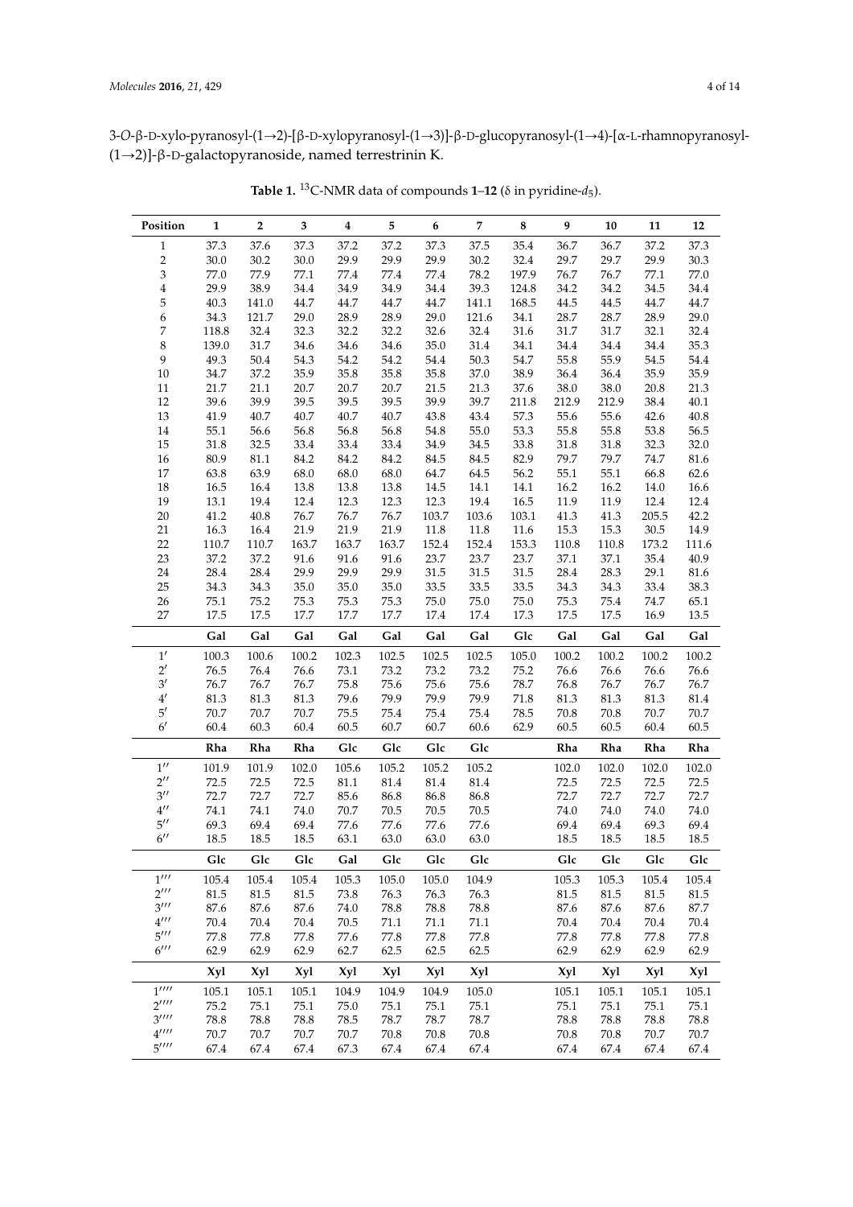3-*O*-β-D-xylo-pyranosyl-(1→2)-[β-D-xylopyranosyl-(1→3)]-β-D-glucopyranosyl-(1→4)-[α-L-rhamnopyranosyl-(1→2)]-β-D-galactopyranoside, named terrestrinin K.

**Table 1.** $^{13}$C-NMR data of compounds **1**–**12** (δ in pyridine-$d_5$).

| Position | 1 | 2 | 3 | 4 | 5 | 6 | 7 | 8 | 9 | 10 | 11 | 12 |
|---|---|---|---|---|---|---|---|---|---|---|---|---|
| 1 | 37.3 | 37.6 | 37.3 | 37.2 | 37.2 | 37.3 | 37.5 | 35.4 | 36.7 | 36.7 | 37.2 | 37.3 |
| 2 | 30.0 | 30.2 | 30.0 | 29.9 | 29.9 | 29.9 | 30.2 | 32.4 | 29.7 | 29.7 | 29.9 | 30.3 |
| 3 | 77.0 | 77.9 | 77.1 | 77.4 | 77.4 | 77.4 | 78.2 | 197.9 | 76.7 | 76.7 | 77.1 | 77.0 |
| 4 | 29.9 | 38.9 | 34.4 | 34.9 | 34.9 | 34.4 | 39.3 | 124.8 | 34.2 | 34.2 | 34.5 | 34.4 |
| 5 | 40.3 | 141.0 | 44.7 | 44.7 | 44.7 | 44.7 | 141.1 | 168.5 | 44.5 | 44.5 | 44.7 | 44.7 |
| 6 | 34.3 | 121.7 | 29.0 | 28.9 | 28.9 | 29.0 | 121.6 | 34.1 | 28.7 | 28.7 | 28.9 | 29.0 |
| 7 | 118.8 | 32.4 | 32.3 | 32.2 | 32.2 | 32.6 | 32.4 | 31.6 | 31.7 | 31.7 | 32.1 | 32.4 |
| 8 | 139.0 | 31.7 | 34.6 | 34.6 | 34.6 | 35.0 | 31.4 | 34.1 | 34.4 | 34.4 | 34.4 | 35.3 |
| 9 | 49.3 | 50.4 | 54.3 | 54.2 | 54.2 | 54.4 | 50.3 | 54.7 | 55.8 | 55.9 | 54.5 | 54.4 |
| 10 | 34.7 | 37.2 | 35.9 | 35.8 | 35.8 | 35.8 | 37.0 | 38.9 | 36.4 | 36.4 | 35.9 | 35.9 |
| 11 | 21.7 | 21.1 | 20.7 | 20.7 | 20.7 | 21.5 | 21.3 | 37.6 | 38.0 | 38.0 | 20.8 | 21.3 |
| 12 | 39.6 | 39.9 | 39.5 | 39.5 | 39.5 | 39.9 | 39.7 | 211.8 | 212.9 | 212.9 | 38.4 | 40.1 |
| 13 | 41.9 | 40.7 | 40.7 | 40.7 | 40.7 | 43.8 | 43.4 | 57.3 | 55.6 | 55.6 | 42.6 | 40.8 |
| 14 | 55.1 | 56.6 | 56.8 | 56.8 | 56.8 | 54.8 | 55.0 | 53.3 | 55.8 | 55.8 | 53.8 | 56.5 |
| 15 | 31.8 | 32.5 | 33.4 | 33.4 | 33.4 | 34.9 | 34.5 | 33.8 | 31.8 | 31.8 | 32.3 | 32.0 |
| 16 | 80.9 | 81.1 | 84.2 | 84.2 | 84.2 | 84.5 | 84.5 | 82.9 | 79.7 | 79.7 | 74.7 | 81.6 |
| 17 | 63.8 | 63.9 | 68.0 | 68.0 | 68.0 | 64.7 | 64.5 | 56.2 | 55.1 | 55.1 | 66.8 | 62.6 |
| 18 | 16.5 | 16.4 | 13.8 | 13.8 | 13.8 | 14.5 | 14.1 | 14.1 | 16.2 | 16.2 | 14.0 | 16.6 |
| 19 | 13.1 | 19.4 | 12.4 | 12.3 | 12.3 | 12.3 | 19.4 | 16.5 | 11.9 | 11.9 | 12.4 | 12.4 |
| 20 | 41.2 | 40.8 | 76.7 | 76.7 | 76.7 | 103.7 | 103.6 | 103.1 | 41.3 | 41.3 | 205.5 | 42.2 |
| 21 | 16.3 | 16.4 | 21.9 | 21.9 | 21.9 | 11.8 | 11.8 | 11.6 | 15.3 | 15.3 | 30.5 | 14.9 |
| 22 | 110.7 | 110.7 | 163.7 | 163.7 | 163.7 | 152.4 | 152.4 | 153.3 | 110.8 | 110.8 | 173.2 | 111.6 |
| 23 | 37.2 | 37.2 | 91.6 | 91.6 | 91.6 | 23.7 | 23.7 | 23.7 | 37.1 | 37.1 | 35.4 | 40.9 |
| 24 | 28.4 | 28.4 | 29.9 | 29.9 | 29.9 | 31.5 | 31.5 | 31.5 | 28.4 | 28.3 | 29.1 | 81.6 |
| 25 | 34.3 | 34.3 | 35.0 | 35.0 | 35.0 | 33.5 | 33.5 | 33.5 | 34.3 | 34.3 | 33.4 | 38.3 |
| 26 | 75.1 | 75.2 | 75.3 | 75.3 | 75.3 | 75.0 | 75.0 | 75.0 | 75.3 | 75.4 | 74.7 | 65.1 |
| 27 | 17.5 | 17.5 | 17.7 | 17.7 | 17.7 | 17.4 | 17.4 | 17.3 | 17.5 | 17.5 | 16.9 | 13.5 |
| | **Gal** | **Gal** | **Gal** | **Gal** | **Gal** | **Gal** | **Gal** | **Glc** | **Gal** | **Gal** | **Gal** | **Gal** |
| 1′ | 100.3 | 100.6 | 100.2 | 102.3 | 102.5 | 102.5 | 102.5 | 105.0 | 100.2 | 100.2 | 100.2 | 100.2 |
| 2′ | 76.5 | 76.4 | 76.6 | 73.1 | 73.2 | 73.2 | 73.2 | 75.2 | 76.6 | 76.6 | 76.6 | 76.6 |
| 3′ | 76.7 | 76.7 | 76.7 | 75.8 | 75.6 | 75.6 | 75.6 | 78.7 | 76.8 | 76.7 | 76.7 | 76.7 |
| 4′ | 81.3 | 81.3 | 81.3 | 79.6 | 79.9 | 79.9 | 79.9 | 71.8 | 81.3 | 81.3 | 81.3 | 81.4 |
| 5′ | 70.7 | 70.7 | 70.7 | 75.5 | 75.4 | 75.4 | 75.4 | 78.5 | 70.8 | 70.8 | 70.7 | 70.7 |
| 6′ | 60.4 | 60.3 | 60.4 | 60.5 | 60.7 | 60.7 | 60.6 | 62.9 | 60.5 | 60.5 | 60.4 | 60.5 |
| | **Rha** | **Rha** | **Rha** | **Glc** | **Glc** | **Glc** | **Glc** | | **Rha** | **Rha** | **Rha** | **Rha** |
| 1″ | 101.9 | 101.9 | 102.0 | 105.6 | 105.2 | 105.2 | 105.2 | | 102.0 | 102.0 | 102.0 | 102.0 |
| 2″ | 72.5 | 72.5 | 72.5 | 81.1 | 81.4 | 81.4 | 81.4 | | 72.5 | 72.5 | 72.5 | 72.5 |
| 3″ | 72.7 | 72.7 | 72.7 | 85.6 | 86.8 | 86.8 | 86.8 | | 72.7 | 72.7 | 72.7 | 72.7 |
| 4″ | 74.1 | 74.1 | 74.0 | 70.7 | 70.5 | 70.5 | 70.5 | | 74.0 | 74.0 | 74.0 | 74.0 |
| 5″ | 69.3 | 69.4 | 69.4 | 77.6 | 77.6 | 77.6 | 77.6 | | 69.4 | 69.4 | 69.3 | 69.4 |
| 6″ | 18.5 | 18.5 | 18.5 | 63.1 | 63.0 | 63.0 | 63.0 | | 18.5 | 18.5 | 18.5 | 18.5 |
| | **Glc** | **Glc** | **Glc** | **Gal** | **Glc** | **Glc** | **Glc** | | **Glc** | **Glc** | **Glc** | **Glc** |
| 1‴ | 105.4 | 105.4 | 105.4 | 105.3 | 105.0 | 105.0 | 104.9 | | 105.3 | 105.3 | 105.4 | 105.4 |
| 2‴ | 81.5 | 81.5 | 81.5 | 73.8 | 76.3 | 76.3 | 76.3 | | 81.5 | 81.5 | 81.5 | 81.5 |
| 3‴ | 87.6 | 87.6 | 87.6 | 74.0 | 78.8 | 78.8 | 78.8 | | 87.6 | 87.6 | 87.6 | 87.7 |
| 4‴ | 70.4 | 70.4 | 70.4 | 70.5 | 71.1 | 71.1 | 71.1 | | 70.4 | 70.4 | 70.4 | 70.4 |
| 5‴ | 77.8 | 77.8 | 77.8 | 77.6 | 77.8 | 77.8 | 77.8 | | 77.8 | 77.8 | 77.8 | 77.8 |
| 6‴ | 62.9 | 62.9 | 62.9 | 62.7 | 62.5 | 62.5 | 62.5 | | 62.9 | 62.9 | 62.9 | 62.9 |
| | **Xyl** | **Xyl** | **Xyl** | **Xyl** | **Xyl** | **Xyl** | **Xyl** | | **Xyl** | **Xyl** | **Xyl** | **Xyl** |
| 1⁗ | 105.1 | 105.1 | 105.1 | 104.9 | 104.9 | 104.9 | 105.0 | | 105.1 | 105.1 | 105.1 | 105.1 |
| 2⁗ | 75.2 | 75.1 | 75.1 | 75.0 | 75.1 | 75.1 | 75.1 | | 75.1 | 75.1 | 75.1 | 75.1 |
| 3⁗ | 78.8 | 78.8 | 78.8 | 78.5 | 78.7 | 78.7 | 78.7 | | 78.8 | 78.8 | 78.8 | 78.8 |
| 4⁗ | 70.7 | 70.7 | 70.7 | 70.7 | 70.8 | 70.8 | 70.8 | | 70.8 | 70.8 | 70.7 | 70.7 |
| 5⁗ | 67.4 | 67.4 | 67.4 | 67.3 | 67.4 | 67.4 | 67.4 | | 67.4 | 67.4 | 67.4 | 67.4 |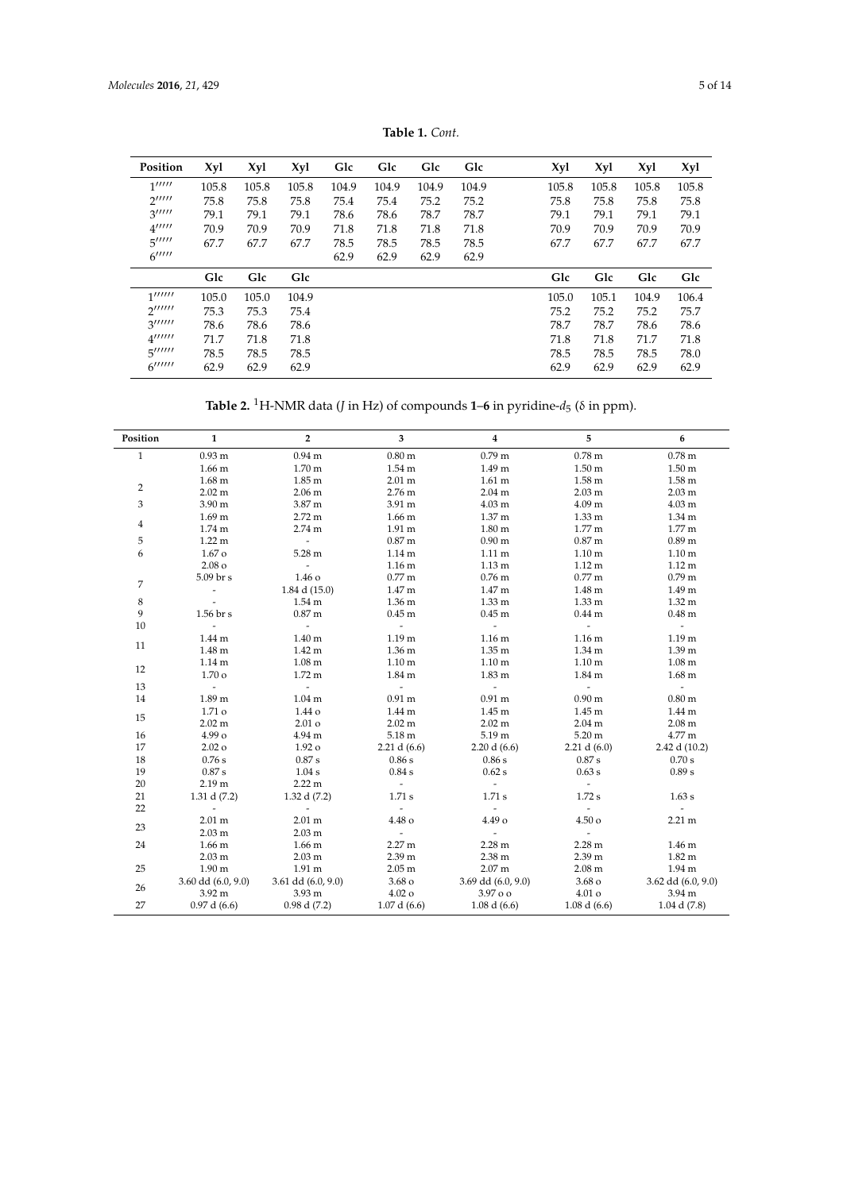**Table 1.** *Cont.*

| Position | Xyl | Xyl | Xyl | Glc | Glc | Glc | Glc | Xyl | Xyl | Xyl | Xyl |
|---|---|---|---|---|---|---|---|---|---|---|---|
| 1′′′′′ | 105.8 | 105.8 | 105.8 | 104.9 | 104.9 | 104.9 | 104.9 | 105.8 | 105.8 | 105.8 | 105.8 |
| 2′′′′′ | 75.8 | 75.8 | 75.8 | 75.4 | 75.4 | 75.2 | 75.2 | 75.8 | 75.8 | 75.8 | 75.8 |
| 3′′′′′ | 79.1 | 79.1 | 79.1 | 78.6 | 78.6 | 78.7 | 78.7 | 79.1 | 79.1 | 79.1 | 79.1 |
| 4′′′′′ | 70.9 | 70.9 | 70.9 | 71.8 | 71.8 | 71.8 | 71.8 | 70.9 | 70.9 | 70.9 | 70.9 |
| 5′′′′′ | 67.7 | 67.7 | 67.7 | 78.5 | 78.5 | 78.5 | 78.5 | 67.7 | 67.7 | 67.7 | 67.7 |
| 6′′′′′ | | | | 62.9 | 62.9 | 62.9 | 62.9 | | | | |
| | Glc | Glc | Glc | | | | | Glc | Glc | Glc | Glc |
| 1′′′′′′ | 105.0 | 105.0 | 104.9 | | | | | 105.0 | 105.1 | 104.9 | 106.4 |
| 2′′′′′′ | 75.3 | 75.3 | 75.4 | | | | | 75.2 | 75.2 | 75.2 | 75.7 |
| 3′′′′′′ | 78.6 | 78.6 | 78.6 | | | | | 78.7 | 78.7 | 78.6 | 78.6 |
| 4′′′′′′ | 71.7 | 71.8 | 71.8 | | | | | 71.8 | 71.8 | 71.7 | 71.8 |
| 5′′′′′′ | 78.5 | 78.5 | 78.5 | | | | | 78.5 | 78.5 | 78.5 | 78.0 |
| 6′′′′′′ | 62.9 | 62.9 | 62.9 | | | | | 62.9 | 62.9 | 62.9 | 62.9 |

**Table 2.** $^1$H-NMR data ($J$ in Hz) of compounds **1**–**6** in pyridine-$d_5$ (δ in ppm).

| Position | 1 | 2 | 3 | 4 | 5 | 6 |
|---|---|---|---|---|---|---|
| 1 | 0.93 m | 0.94 m | 0.80 m | 0.79 m | 0.78 m | 0.78 m |
| | 1.66 m | 1.70 m | 1.54 m | 1.49 m | 1.50 m | 1.50 m |
| 2 | 1.68 m | 1.85 m | 2.01 m | 1.61 m | 1.58 m | 1.58 m |
| | 2.02 m | 2.06 m | 2.76 m | 2.04 m | 2.03 m | 2.03 m |
| 3 | 3.90 m | 3.87 m | 3.91 m | 4.03 m | 4.09 m | 4.03 m |
| 4 | 1.69 m | 2.72 m | 1.66 m | 1.37 m | 1.33 m | 1.34 m |
| | 1.74 m | 2.74 m | 1.91 m | 1.80 m | 1.77 m | 1.77 m |
| 5 | 1.22 m | - | 0.87 m | 0.90 m | 0.87 m | 0.89 m |
| 6 | 1.67 o | 5.28 m | 1.14 m | 1.11 m | 1.10 m | 1.10 m |
| | 2.08 o | - | 1.16 m | 1.13 m | 1.12 m | 1.12 m |
| 7 | 5.09 br s | 1.46 o | 0.77 m | 0.76 m | 0.77 m | 0.79 m |
| | - | 1.84 d (15.0) | 1.47 m | 1.47 m | 1.48 m | 1.49 m |
| 8 | - | 1.54 m | 1.36 m | 1.33 m | 1.33 m | 1.32 m |
| 9 | 1.56 br s | 0.87 m | 0.45 m | 0.45 m | 0.44 m | 0.48 m |
| 10 | - | - | - | - | - | - |
| 11 | 1.44 m | 1.40 m | 1.19 m | 1.16 m | 1.16 m | 1.19 m |
| | 1.48 m | 1.42 m | 1.36 m | 1.35 m | 1.34 m | 1.39 m |
| 12 | 1.14 m | 1.08 m | 1.10 m | 1.10 m | 1.10 m | 1.08 m |
| | 1.70 o | 1.72 m | 1.84 m | 1.83 m | 1.84 m | 1.68 m |
| 13 | - | - | - | - | - | - |
| 14 | 1.89 m | 1.04 m | 0.91 m | 0.91 m | 0.90 m | 0.80 m |
| 15 | 1.71 o | 1.44 o | 1.44 m | 1.45 m | 1.45 m | 1.44 m |
| | 2.02 m | 2.01 o | 2.02 m | 2.02 m | 2.04 m | 2.08 m |
| 16 | 4.99 o | 4.94 m | 5.18 m | 5.19 m | 5.20 m | 4.77 m |
| 17 | 2.02 o | 1.92 o | 2.21 d (6.6) | 2.20 d (6.6) | 2.21 d (6.0) | 2.42 d (10.2) |
| 18 | 0.76 s | 0.87 s | 0.86 s | 0.86 s | 0.87 s | 0.70 s |
| 19 | 0.87 s | 1.04 s | 0.84 s | 0.62 s | 0.63 s | 0.89 s |
| 20 | 2.19 m | 2.22 m | - | - | - | |
| 21 | 1.31 d (7.2) | 1.32 d (7.2) | 1.71 s | 1.71 s | 1.72 s | 1.63 s |
| 22 | - | - | - | - | - | - |
| 23 | 2.01 m | 2.01 m | 4.48 o | 4.49 o | 4.50 o | 2.21 m |
| | 2.03 m | 2.03 m | - | - | - | |
| 24 | 1.66 m | 1.66 m | 2.27 m | 2.28 m | 2.28 m | 1.46 m |
| | 2.03 m | 2.03 m | 2.39 m | 2.38 m | 2.39 m | 1.82 m |
| 25 | 1.90 m | 1.91 m | 2.05 m | 2.07 m | 2.08 m | 1.94 m |
| 26 | 3.60 dd (6.0, 9.0) | 3.61 dd (6.0, 9.0) | 3.68 o | 3.69 dd (6.0, 9.0) | 3.68 o | 3.62 dd (6.0, 9.0) |
| | 3.92 m | 3.93 m | 4.02 o | 3.97 o o | 4.01 o | 3.94 m |
| 27 | 0.97 d (6.6) | 0.98 d (7.2) | 1.07 d (6.6) | 1.08 d (6.6) | 1.08 d (6.6) | 1.04 d (7.8) |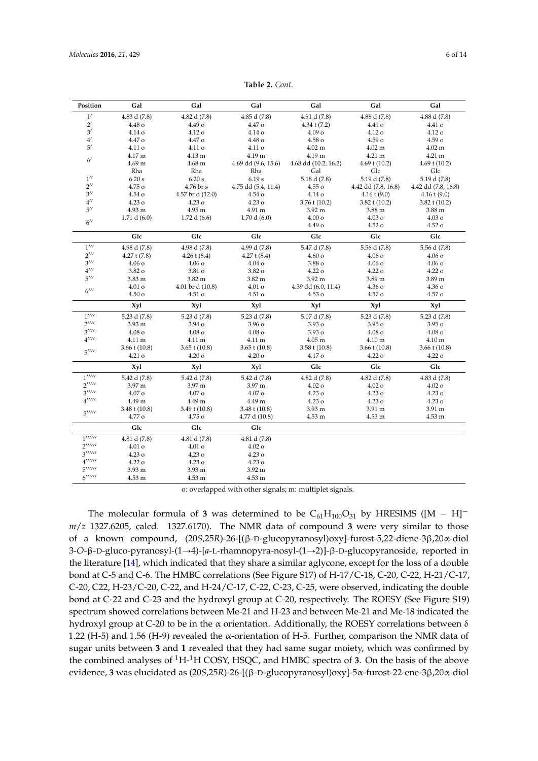**Table 2.** *Cont.*

| Position | Gal | Gal | Gal | Gal | Gal | Gal |
|---|---|---|---|---|---|---|
| 1′ | 4.83 d (7.8) | 4.82 d (7.8) | 4.85 d (7.8) | 4.91 d (7.8) | 4.88 d (7.8) | 4.88 d (7.8) |
| 2′ | 4.48 o | 4.49 o | 4.47 o | 4.34 t (7.2) | 4.41 o | 4.41 o |
| 3′ | 4.14 o | 4.12 o | 4.14 o | 4.09 o | 4.12 o | 4.12 o |
| 4′ | 4.47 o | 4.47 o | 4.48 o | 4.58 o | 4.59 o | 4.59 o |
| 5′ | 4.11 o | 4.11 o | 4.11 o | 4.02 m | 4.02 m | 4.02 m |
| 6′ | 4.17 m | 4.13 m | 4.19 m | 4.19 m | 4.21 m | 4.21 m |
| | 4.69 m | 4.68 m | 4.69 dd (9.6, 15.6) | 4.68 dd (10.2, 16.2) | 4.69 t (10.2) | 4.69 t (10.2) |
| | Rha | Rha | Rha | Gal | Glc | Glc |
| 1″ | 6.20 s | 6.20 s | 6.19 s | 5.18 d (7.8) | 5.19 d (7.8) | 5.19 d (7.8) |
| 2″ | 4.75 o | 4.76 br s | 4.75 dd (5.4, 11.4) | 4.55 o | 4.42 dd (7.8, 16.8) | 4.42 dd (7.8, 16.8) |
| 3″ | 4.54 o | 4.57 br d (12.0) | 4.54 o | 4.14 o | 4.16 t (9.0) | 4.16 t (9.0) |
| 4″ | 4.23 o | 4.23 o | 4.23 o | 3.76 t (10.2) | 3.82 t (10.2) | 3.82 t (10.2) |
| 5″ | 4.93 m | 4.95 m | 4.91 m | 3.92 m | 3.88 m | 3.88 m |
| 6″ | 1.71 d (6.0) | 1.72 d (6.6) | 1.70 d (6.0) | 4.00 o | 4.03 o | 4.03 o |
| | | | | 4.49 o | 4.52 o | 4.52 o |
| | Glc | Glc | Glc | Glc | Glc | Glc |
| 1‴ | 4.98 d (7.8) | 4.98 d (7.8) | 4.99 d (7.8) | 5.47 d (7.8) | 5.56 d (7.8) | 5.56 d (7.8) |
| 2‴ | 4.27 t (7.8) | 4.26 t (8.4) | 4.27 t (8.4) | 4.60 o | 4.06 o | 4.06 o |
| 3‴ | 4.06 o | 4.06 o | 4.04 o | 3.88 o | 4.06 o | 4.06 o |
| 4‴ | 3.82 o | 3.81 o | 3.82 o | 4.22 o | 4.22 o | 4.22 o |
| 5‴ | 3.83 m | 3.82 m | 3.82 m | 3.92 m | 3.89 m | 3.89 m |
| 6‴ | 4.01 o | 4.01 br d (10.8) | 4.01 o | 4.39 dd (6.0, 11.4) | 4.36 o | 4.36 o |
| | 4.50 o | 4.51 o | 4.51 o | 4.53 o | 4.57 o | 4.57 o |
| | Xyl | Xyl | Xyl | Xyl | Xyl | Xyl |
| 1⁗ | 5.23 d (7.8) | 5.23 d (7.8) | 5.23 d (7.8) | 5.07 d (7.8) | 5.23 d (7.8) | 5.23 d (7.8) |
| 2⁗ | 3.93 m | 3.94 o | 3.96 o | 3.93 o | 3.95 o | 3.95 o |
| 3⁗ | 4.08 o | 4.08 o | 4.08 o | 3.93 o | 4.08 o | 4.08 o |
| 4⁗ | 4.11 m | 4.11 m | 4.11 m | 4.05 m | 4.10 m | 4.10 m |
| 5⁗ | 3.66 t (10.8) | 3.65 t (10.8) | 3.65 t (10.8) | 3.58 t (10.8) | 3.66 t (10.8) | 3.66 t (10.8) |
| | 4.21 o | 4.20 o | 4.20 o | 4.17 o | 4.22 o | 4.22 o |
| | Xyl | Xyl | Xyl | Glc | Glc | Glc |
| 1‴‴ | 5.42 d (7.8) | 5.42 d (7.8) | 5.42 d (7.8) | 4.82 d (7.8) | 4.82 d (7.8) | 4.83 d (7.8) |
| 2‴‴ | 3.97 m | 3.97 m | 3.97 m | 4.02 o | 4.02 o | 4.02 o |
| 3‴‴ | 4.07 o | 4.07 o | 4.07 o | 4.23 o | 4.23 o | 4.23 o |
| 4‴‴ | 4.49 m | 4.49 m | 4.49 m | 4.23 o | 4.23 o | 4.23 o |
| 5‴‴ | 3.48 t (10.8) | 3.49 t (10.8) | 3.48 t (10.8) | 3.93 m | 3.91 m | 3.91 m |
| | 4.77 o | 4.75 o | 4.77 d (10.8) | 4.53 m | 4.53 m | 4.53 m |
| | Glc | Glc | Glc | | | |
| 1⁗⁗ | 4.81 d (7.8) | 4.81 d (7.8) | 4.81 d (7.8) | | | |
| 2⁗⁗ | 4.01 o | 4.01 o | 4.02 o | | | |
| 3⁗⁗ | 4.23 o | 4.23 o | 4.23 o | | | |
| 4⁗⁗ | 4.22 o | 4.23 o | 4.23 o | | | |
| 5⁗⁗ | 3.93 m | 3.93 m | 3.92 m | | | |
| 6⁗⁗ | 4.53 m | 4.53 m | 4.53 m | | | |

o: overlapped with other signals; m: multiplet signals.

The molecular formula of **3** was determined to be $C_{61}H_{100}O_{31}$ by HRESIMS ($[M - H]^-$ *m/z* 1327.6205, calcd. 1327.6170). The NMR data of compound **3** were very similar to those of a known compound, (20*S*,25*R*)-26-[(β-D-glucopyranosyl)oxy]-furost-5,22-diene-3β,20α-diol 3-*O*-β-D-gluco-pyranosyl-(1→4)-[*a*-L-rhamnopyra-nosyl-(1→2)]-β-D-glucopyranoside, reported in the literature [14], which indicated that they share a similar aglycone, except for the loss of a double bond at C-5 and C-6. The HMBC correlations (See Figure S17) of H-17/C-18, C-20, C-22, H-21/C-17, C-20, C22, H-23/C-20, C-22, and H-24/C-17, C-22, C-23, C-25, were observed, indicating the double bond at C-22 and C-23 and the hydroxyl group at C-20, respectively. The ROESY (See Figure S19) spectrum showed correlations between Me-21 and H-23 and between Me-21 and Me-18 indicated the hydroxyl group at C-20 to be in the α orientation. Additionally, the ROESY correlations between δ 1.22 (H-5) and 1.56 (H-9) revealed the α-orientation of H-5. Further, comparison the NMR data of sugar units between **3** and **1** revealed that they had same sugar moiety, which was confirmed by the combined analyses of $^1$H-$^1$H COSY, HSQC, and HMBC spectra of **3**. On the basis of the above evidence, **3** was elucidated as (20*S*,25*R*)-26-[(β-D-glucopyranosyl)oxy]-5α-furost-22-ene-3β,20α-diol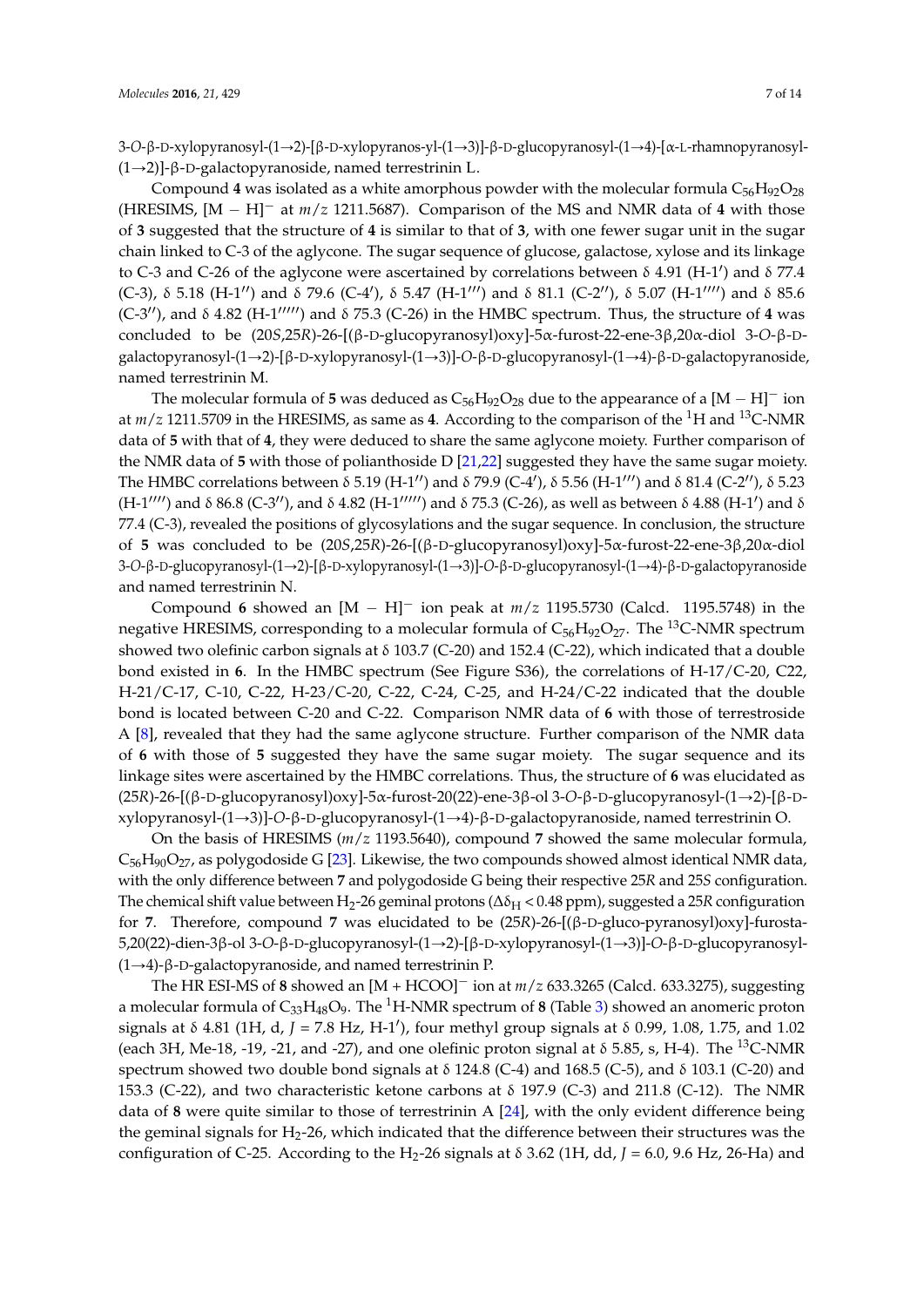3-*O*-β-D-xylopyranosyl-(1→2)-[β-D-xylopyranos-yl-(1→3)]-β-D-glucopyranosyl-(1→4)-[α-L-rhamnopyranosyl-(1→2)]-β-D-galactopyranoside, named terrestrinin L.

Compound **4** was isolated as a white amorphous powder with the molecular formula $C_{56}H_{92}O_{28}$ (HRESIMS, $[M-H]^-$ at *m*/*z* 1211.5687). Comparison of the MS and NMR data of **4** with those of **3** suggested that the structure of **4** is similar to that of **3**, with one fewer sugar unit in the sugar chain linked to C-3 of the aglycone. The sugar sequence of glucose, galactose, xylose and its linkage to C-3 and C-26 of the aglycone were ascertained by correlations between δ 4.91 (H-1′) and δ 77.4 (C-3), δ 5.18 (H-1″) and δ 79.6 (C-4′), δ 5.47 (H-1‴) and δ 81.1 (C-2″), δ 5.07 (H-1⁗) and δ 85.6 (C-3″), and δ 4.82 (H-1‴″) and δ 75.3 (C-26) in the HMBC spectrum. Thus, the structure of **4** was concluded to be (20*S*,25*R*)-26-[(β-D-glucopyranosyl)oxy]-5α-furost-22-ene-3β,20α-diol 3-*O*-β-D-galactopyranosyl-(1→2)-[β-D-xylopyranosyl-(1→3)]-*O*-β-D-glucopyranosyl-(1→4)-β-D-galactopyranoside, named terrestrinin M.

The molecular formula of **5** was deduced as $C_{56}H_{92}O_{28}$ due to the appearance of a $[M-H]^-$ ion at *m*/*z* 1211.5709 in the HRESIMS, as same as **4**. According to the comparison of the $^1$H and $^{13}$C-NMR data of **5** with that of **4**, they were deduced to share the same aglycone moiety. Further comparison of the NMR data of **5** with those of polianthoside D [21,22] suggested they have the same sugar moiety. The HMBC correlations between δ 5.19 (H-1″) and δ 79.9 (C-4′), δ 5.56 (H-1‴) and δ 81.4 (C-2″), δ 5.23 (H-1⁗) and δ 86.8 (C-3″), and δ 4.82 (H-1‴″) and δ 75.3 (C-26), as well as between δ 4.88 (H-1′) and δ 77.4 (C-3), revealed the positions of glycosylations and the sugar sequence. In conclusion, the structure of **5** was concluded to be (20*S*,25*R*)-26-[(β-D-glucopyranosyl)oxy]-5α-furost-22-ene-3β,20α-diol 3-*O*-β-D-glucopyranosyl-(1→2)-[β-D-xylopyranosyl-(1→3)]-*O*-β-D-glucopyranosyl-(1→4)-β-D-galactopyranoside and named terrestrinin N.

Compound **6** showed an $[M-H]^-$ ion peak at *m*/*z* 1195.5730 (Calcd. 1195.5748) in the negative HRESIMS, corresponding to a molecular formula of $C_{56}H_{92}O_{27}$. The $^{13}$C-NMR spectrum showed two olefinic carbon signals at δ 103.7 (C-20) and 152.4 (C-22), which indicated that a double bond existed in **6**. In the HMBC spectrum (See Figure S36), the correlations of H-17/C-20, C22, H-21/C-17, C-10, C-22, H-23/C-20, C-22, C-24, C-25, and H-24/C-22 indicated that the double bond is located between C-20 and C-22. Comparison NMR data of **6** with those of terrestroside A [8], revealed that they had the same aglycone structure. Further comparison of the NMR data of **6** with those of **5** suggested they have the same sugar moiety. The sugar sequence and its linkage sites were ascertained by the HMBC correlations. Thus, the structure of **6** was elucidated as (25*R*)-26-[(β-D-glucopyranosyl)oxy]-5α-furost-20(22)-ene-3β-ol 3-*O*-β-D-glucopyranosyl-(1→2)-[β-D-xylopyranosyl-(1→3)]-*O*-β-D-glucopyranosyl-(1→4)-β-D-galactopyranoside, named terrestrinin O.

On the basis of HRESIMS (*m*/*z* 1193.5640), compound **7** showed the same molecular formula, $C_{56}H_{90}O_{27}$, as polygodoside G [23]. Likewise, the two compounds showed almost identical NMR data, with the only difference between **7** and polygodoside G being their respective 25*R* and 25*S* configuration. The chemical shift value between $H_2$-26 geminal protons ($\Delta\delta_H < 0.48$ ppm), suggested a 25*R* configuration for **7**. Therefore, compound **7** was elucidated to be (25*R*)-26-[(β-D-gluco-pyranosyl)oxy]-furosta-5,20(22)-dien-3β-ol 3-*O*-β-D-glucopyranosyl-(1→2)-[β-D-xylopyranosyl-(1→3)]-*O*-β-D-glucopyranosyl-(1→4)-β-D-galactopyranoside, and named terrestrinin P.

The HR ESI-MS of **8** showed an $[M+HCOO]^-$ ion at *m*/*z* 633.3265 (Calcd. 633.3275), suggesting a molecular formula of $C_{33}H_{48}O_9$. The $^1$H-NMR spectrum of **8** (Table 3) showed an anomeric proton signals at δ 4.81 (1H, d, *J* = 7.8 Hz, H-1′), four methyl group signals at δ 0.99, 1.08, 1.75, and 1.02 (each 3H, Me-18, -19, -21, and -27), and one olefinic proton signal at δ 5.85, s, H-4). The $^{13}$C-NMR spectrum showed two double bond signals at δ 124.8 (C-4) and 168.5 (C-5), and δ 103.1 (C-20) and 153.3 (C-22), and two characteristic ketone carbons at δ 197.9 (C-3) and 211.8 (C-12). The NMR data of **8** were quite similar to those of terrestrinin A [24], with the only evident difference being the geminal signals for $H_2$-26, which indicated that the difference between their structures was the configuration of C-25. According to the $H_2$-26 signals at δ 3.62 (1H, dd, *J* = 6.0, 9.6 Hz, 26-Ha) and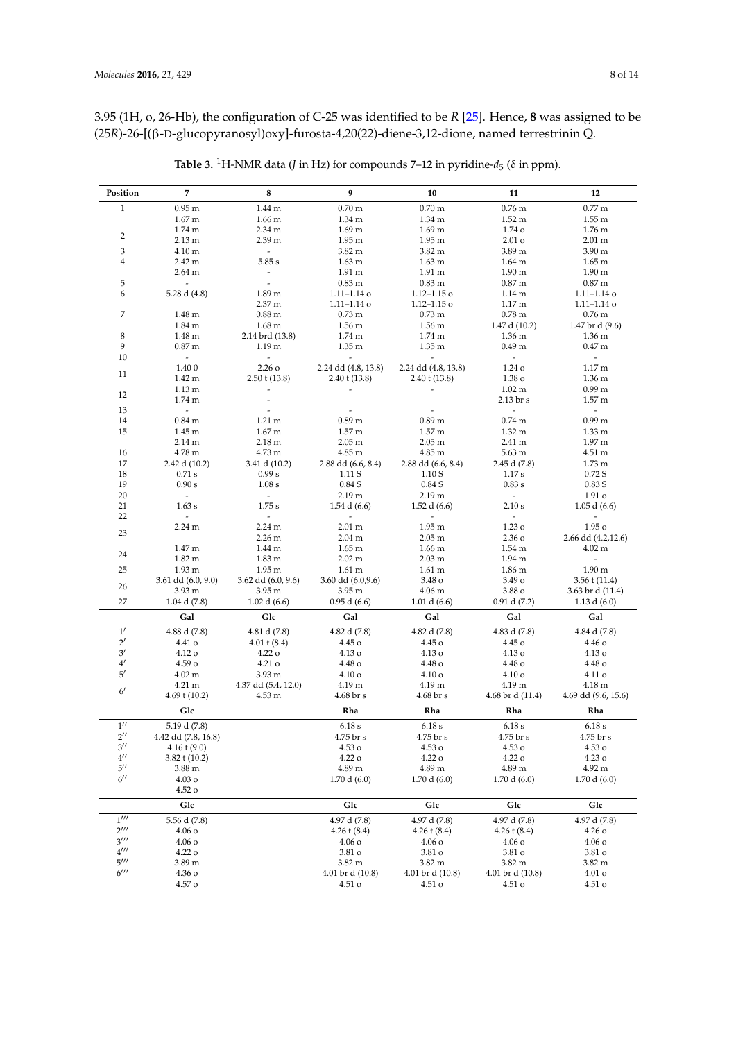3.95 (1H, o, 26-Hb), the configuration of C-25 was identified to be *R* [25]. Hence, **8** was assigned to be (25*R*)-26-[(β-D-glucopyranosyl)oxy]-furosta-4,20(22)-diene-3,12-dione, named terrestrinin Q.

**Table 3.** $^{1}$H-NMR data (*J* in Hz) for compounds **7**–**12** in pyridine-$d_5$ (δ in ppm).

| Position | 7 | 8 | 9 | 10 | 11 | 12 |
|---|---|---|---|---|---|---|
| 1 | 0.95 m | 1.44 m | 0.70 m | 0.70 m | 0.76 m | 0.77 m |
| | 1.67 m | 1.66 m | 1.34 m | 1.34 m | 1.52 m | 1.55 m |
| 2 | 1.74 m | 2.34 m | 1.69 m | 1.69 m | 1.74 o | 1.76 m |
| | 2.13 m | 2.39 m | 1.95 m | 1.95 m | 2.01 o | 2.01 m |
| 3 | 4.10 m | - | 3.82 m | 3.82 m | 3.89 m | 3.90 m |
| 4 | 2.42 m | 5.85 s | 1.63 m | 1.63 m | 1.64 m | 1.65 m |
| | 2.64 m | - | 1.91 m | 1.91 m | 1.90 m | 1.90 m |
| 5 | - | - | 0.83 m | 0.83 m | 0.87 m | 0.87 m |
| 6 | 5.28 d (4.8) | 1.89 m | 1.11–1.14 o | 1.12–1.15 o | 1.14 m | 1.11–1.14 o |
| | | 2.37 m | 1.11–1.14 o | 1.12–1.15 o | 1.17 m | 1.11–1.14 o |
| 7 | 1.48 m | 0.88 m | 0.73 m | 0.73 m | 0.78 m | 0.76 m |
| | 1.84 m | 1.68 m | 1.56 m | 1.56 m | 1.47 d (10.2) | 1.47 br d (9.6) |
| 8 | 1.48 m | 2.14 brd (13.8) | 1.74 m | 1.74 m | 1.36 m | 1.36 m |
| 9 | 0.87 m | 1.19 m | 1.35 m | 1.35 m | 0.49 m | 0.47 m |
| 10 | - | - | - | - | - | - |
| 11 | 1.40 0 | 2.26 o | 2.24 dd (4.8, 13.8) | 2.24 dd (4.8, 13.8) | 1.24 o | 1.17 m |
| | 1.42 m | 2.50 t (13.8) | 2.40 t (13.8) | 2.40 t (13.8) | 1.38 o | 1.36 m |
| 12 | 1.13 m | - | - | - | 1.02 m | 0.99 m |
| | 1.74 m | - | | | 2.13 br s | 1.57 m |
| 13 | - | - | - | - | - | - |
| 14 | 0.84 m | 1.21 m | 0.89 m | 0.89 m | 0.74 m | 0.99 m |
| 15 | 1.45 m | 1.67 m | 1.57 m | 1.57 m | 1.32 m | 1.33 m |
| | 2.14 m | 2.18 m | 2.05 m | 2.05 m | 2.41 m | 1.97 m |
| 16 | 4.78 m | 4.73 m | 4.85 m | 4.85 m | 5.63 m | 4.51 m |
| 17 | 2.42 d (10.2) | 3.41 d (10.2) | 2.88 dd (6.6, 8.4) | 2.88 dd (6.6, 8.4) | 2.45 d (7.8) | 1.73 m |
| 18 | 0.71 s | 0.99 s | 1.11 S | 1.10 S | 1.17 s | 0.72 S |
| 19 | 0.90 s | 1.08 s | 0.84 S | 0.84 S | 0.83 s | 0.83 S |
| 20 | - | - | 2.19 m | 2.19 m | - | 1.91 o |
| 21 | 1.63 s | 1.75 s | 1.54 d (6.6) | 1.52 d (6.6) | 2.10 s | 1.05 d (6.6) |
| 22 | - | - | - | - | - | - |
| 23 | 2.24 m | 2.24 m | 2.01 m | 1.95 m | 1.23 o | 1.95 o |
| | | 2.26 m | 2.04 m | 2.05 m | 2.36 o | 2.66 dd (4.2,12.6) |
| 24 | 1.47 m | 1.44 m | 1.65 m | 1.66 m | 1.54 m | 4.02 m |
| | 1.82 m | 1.83 m | 2.02 m | 2.03 m | 1.94 m | - |
| 25 | 1.93 m | 1.95 m | 1.61 m | 1.61 m | 1.86 m | 1.90 m |
| 26 | 3.61 dd (6.0, 9.0) | 3.62 dd (6.0, 9.6) | 3.60 dd (6.0,9.6) | 3.48 o | 3.49 o | 3.56 t (11.4) |
| | 3.93 m | 3.95 m | 3.95 m | 4.06 m | 3.88 o | 3.63 br d (11.4) |
| 27 | 1.04 d (7.8) | 1.02 d (6.6) | 0.95 d (6.6) | 1.01 d (6.6) | 0.91 d (7.2) | 1.13 d (6.0) |
| | **Gal** | **Glc** | **Gal** | **Gal** | **Gal** | **Gal** |
| 1′ | 4.88 d (7.8) | 4.81 d (7.8) | 4.82 d (7.8) | 4.82 d (7.8) | 4.83 d (7.8) | 4.84 d (7.8) |
| 2′ | 4.41 o | 4.01 t (8.4) | 4.45 o | 4.45 o | 4.45 o | 4.46 o |
| 3′ | 4.12 o | 4.22 o | 4.13 o | 4.13 o | 4.13 o | 4.13 o |
| 4′ | 4.59 o | 4.21 o | 4.48 o | 4.48 o | 4.48 o | 4.48 o |
| 5′ | 4.02 m | 3.93 m | 4.10 o | 4.10 o | 4.10 o | 4.11 o |
| 6′ | 4.21 m | 4.37 dd (5.4, 12.0) | 4.19 m | 4.19 m | 4.19 m | 4.18 m |
| | 4.69 t (10.2) | 4.53 m | 4.68 br s | 4.68 br s | 4.68 br d (11.4) | 4.69 dd (9.6, 15.6) |
| | **Glc** | | **Rha** | **Rha** | **Rha** | **Rha** |
| 1″ | 5.19 d (7.8) | | 6.18 s | 6.18 s | 6.18 s | 6.18 s |
| 2″ | 4.42 dd (7.8, 16.8) | | 4.75 br s | 4.75 br s | 4.75 br s | 4.75 br s |
| 3″ | 4.16 t (9.0) | | 4.53 o | 4.53 o | 4.53 o | 4.53 o |
| 4″ | 3.82 t (10.2) | | 4.22 o | 4.22 o | 4.22 o | 4.23 o |
| 5″ | 3.88 m | | 4.89 m | 4.89 m | 4.89 m | 4.92 m |
| 6″ | 4.03 o | | 1.70 d (6.0) | 1.70 d (6.0) | 1.70 d (6.0) | 1.70 d (6.0) |
| | 4.52 o | | | | | |
| | **Glc** | | **Glc** | **Glc** | **Glc** | **Glc** |
| 1‴ | 5.56 d (7.8) | | 4.97 d (7.8) | 4.97 d (7.8) | 4.97 d (7.8) | 4.97 d (7.8) |
| 2‴ | 4.06 o | | 4.26 t (8.4) | 4.26 t (8.4) | 4.26 t (8.4) | 4.26 o |
| 3‴ | 4.06 o | | 4.06 o | 4.06 o | 4.06 o | 4.06 o |
| 4‴ | 4.22 o | | 3.81 o | 3.81 o | 3.81 o | 3.81 o |
| 5‴ | 3.89 m | | 3.82 m | 3.82 m | 3.82 m | 3.82 m |
| 6‴ | 4.36 o | | 4.01 br d (10.8) | 4.01 br d (10.8) | 4.01 br d (10.8) | 4.01 o |
| | 4.57 o | | 4.51 o | 4.51 o | 4.51 o | 4.51 o |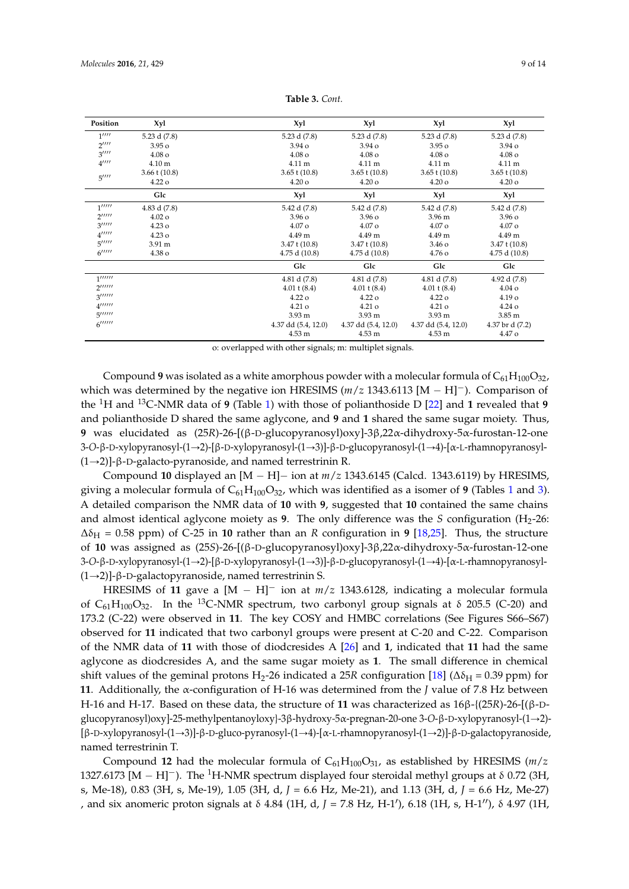**Table 3.** *Cont.*

| Position | Xyl | Xyl | Xyl | Xyl | Xyl |
|---|---|---|---|---|---|
| 1'''' | 5.23 d (7.8) | 5.23 d (7.8) | 5.23 d (7.8) | 5.23 d (7.8) | 5.23 d (7.8) |
| 2'''' | 3.95 o | 3.94 o | 3.94 o | 3.95 o | 3.94 o |
| 3'''' | 4.08 o | 4.08 o | 4.08 o | 4.08 o | 4.08 o |
| 4'''' | 4.10 m | 4.11 m | 4.11 m | 4.11 m | 4.11 m |
| 5'''' | 3.66 t (10.8) | 3.65 t (10.8) | 3.65 t (10.8) | 3.65 t (10.8) | 3.65 t (10.8) |
| | 4.22 o | 4.20 o | 4.20 o | 4.20 o | 4.20 o |
| | Glc | Xyl | Xyl | Xyl | Xyl |
| 1''''' | 4.83 d (7.8) | 5.42 d (7.8) | 5.42 d (7.8) | 5.42 d (7.8) | 5.42 d (7.8) |
| 2''''' | 4.02 o | 3.96 o | 3.96 o | 3.96 m | 3.96 o |
| 3''''' | 4.23 o | 4.07 o | 4.07 o | 4.07 o | 4.07 o |
| 4''''' | 4.23 o | 4.49 m | 4.49 m | 4.49 m | 4.49 m |
| 5''''' | 3.91 m | 3.47 t (10.8) | 3.47 t (10.8) | 3.46 o | 3.47 t (10.8) |
| 6''''' | 4.38 o | 4.75 d (10.8) | 4.75 d (10.8) | 4.76 o | 4.75 d (10.8) |
| | | Glc | Glc | Glc | Glc |
| 1'''''' | | 4.81 d (7.8) | 4.81 d (7.8) | 4.81 d (7.8) | 4.92 d (7.8) |
| 2'''''' | | 4.01 t (8.4) | 4.01 t (8.4) | 4.01 t (8.4) | 4.04 o |
| 3'''''' | | 4.22 o | 4.22 o | 4.22 o | 4.19 o |
| 4'''''' | | 4.21 o | 4.21 o | 4.21 o | 4.24 o |
| 5'''''' | | 3.93 m | 3.93 m | 3.93 m | 3.85 m |
| 6'''''' | | 4.37 dd (5.4, 12.0) | 4.37 dd (5.4, 12.0) | 4.37 dd (5.4, 12.0) | 4.37 br d (7.2) |
| | | 4.53 m | 4.53 m | 4.53 m | 4.47 o |

o: overlapped with other signals; m: multiplet signals.

Compound **9** was isolated as a white amorphous powder with a molecular formula of $C_{61}H_{100}O_{32}$, which was determined by the negative ion HRESIMS (*m*/*z* 1343.6113 [M − H]⁻). Comparison of the $^1$H and $^{13}$C-NMR data of **9** (Table 1) with those of polianthoside D [22] and **1** revealed that **9** and polianthoside D shared the same aglycone, and **9** and **1** shared the same sugar moiety. Thus, **9** was elucidated as (25*R*)-26-[(β-D-glucopyranosyl)oxy]-3β,22α-dihydroxy-5α-furostan-12-one 3-*O*-β-D-xylopyranosyl-(1→2)-[β-D-xylopyranosyl-(1→3)]-β-D-glucopyranosyl-(1→4)-[α-L-rhamnopyranosyl-(1→2)]-β-D-galacto-pyranoside, and named terrestrinin R.

Compound **10** displayed an [M − H]− ion at *m*/*z* 1343.6145 (Calcd. 1343.6119) by HRESIMS, giving a molecular formula of $C_{61}H_{100}O_{32}$, which was identified as a isomer of **9** (Tables 1 and 3). A detailed comparison the NMR data of **10** with **9**, suggested that **10** contained the same chains and almost identical aglycone moiety as **9**. The only difference was the *S* configuration ($H_2$-26: $\Delta\delta_H$ = 0.58 ppm) of C-25 in **10** rather than an *R* configuration in **9** [18,25]. Thus, the structure of **10** was assigned as (25*S*)-26-[(β-D-glucopyranosyl)oxy]-3β,22α-dihydroxy-5α-furostan-12-one 3-*O*-β-D-xylopyranosyl-(1→2)-[β-D-xylopyranosyl-(1→3)]-β-D-glucopyranosyl-(1→4)-[α-L-rhamnopyranosyl-(1→2)]-β-D-galactopyranoside, named terrestrinin S.

HRESIMS of **11** gave a [M − H]⁻ ion at *m*/*z* 1343.6128, indicating a molecular formula of $C_{61}H_{100}O_{32}$. In the $^{13}$C-NMR spectrum, two carbonyl group signals at δ 205.5 (C-20) and 173.2 (C-22) were observed in **11**. The key COSY and HMBC correlations (See Figures S66–S67) observed for **11** indicated that two carbonyl groups were present at C-20 and C-22. Comparison of the NMR data of **11** with those of diodcresides A [26] and **1**, indicated that **11** had the same aglycone as diodcresides A, and the same sugar moiety as **1**. The small difference in chemical shift values of the geminal protons $H_2$-26 indicated a 25*R* configuration [18] ($\Delta\delta_H$ = 0.39 ppm) for **11**. Additionally, the α-configuration of H-16 was determined from the *J* value of 7.8 Hz between H-16 and H-17. Based on these data, the structure of **11** was characterized as 16β-{(25*R*)-26-[(β-D-glucopyranosyl)oxy]-25-methylpentanoyloxy}-3β-hydroxy-5α-pregnan-20-one 3-*O*-β-D-xylopyranosyl-(1→2)-[β-D-xylopyranosyl-(1→3)]-β-D-gluco-pyranosyl-(1→4)-[α-L-rhamnopyranosyl-(1→2)]-β-D-galactopyranoside, named terrestrinin T.

Compound **12** had the molecular formula of $C_{61}H_{100}O_{31}$, as established by HRESIMS (*m*/*z* 1327.6173 [M − H]⁻). The $^1$H-NMR spectrum displayed four steroidal methyl groups at δ 0.72 (3H, s, Me-18), 0.83 (3H, s, Me-19), 1.05 (3H, d, *J* = 6.6 Hz, Me-21), and 1.13 (3H, d, *J* = 6.6 Hz, Me-27) , and six anomeric proton signals at δ 4.84 (1H, d, *J* = 7.8 Hz, H-1'), 6.18 (1H, s, H-1''), δ 4.97 (1H,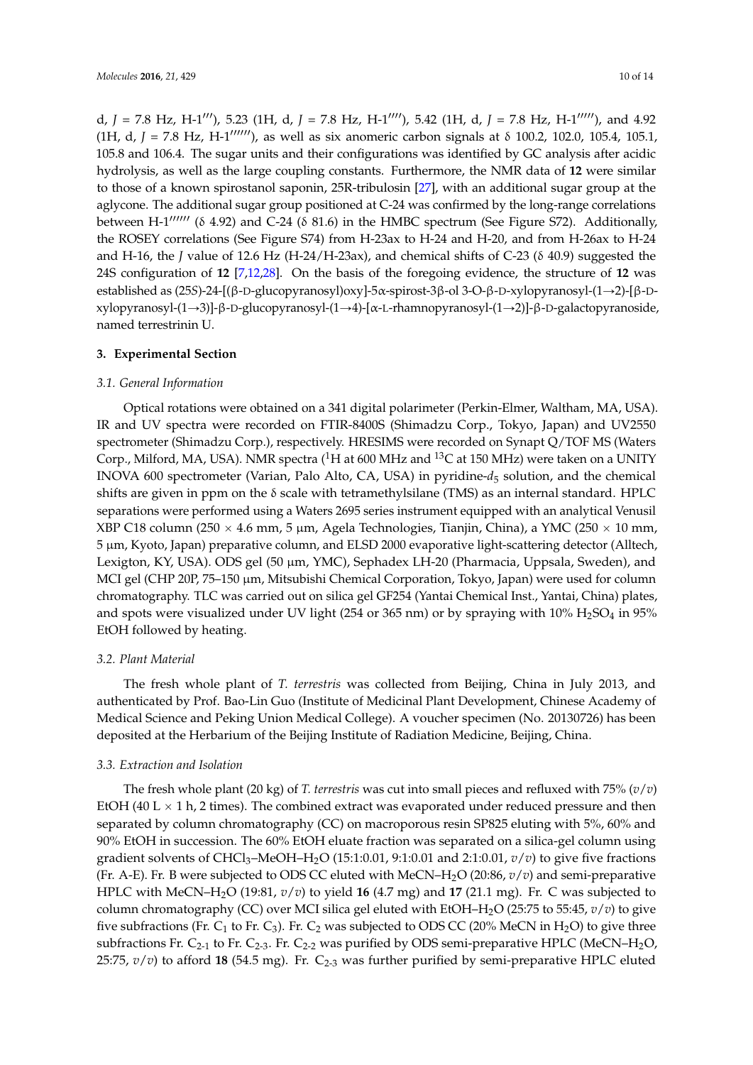d, $J$ = 7.8 Hz, H-1‴), 5.23 (1H, d, $J$ = 7.8 Hz, H-1⁗), 5.42 (1H, d, $J$ = 7.8 Hz, H-1′′′′′), and 4.92 (1H, d, $J$ = 7.8 Hz, H-1′′′′′′), as well as six anomeric carbon signals at δ 100.2, 102.0, 105.4, 105.1, 105.8 and 106.4. The sugar units and their configurations was identified by GC analysis after acidic hydrolysis, as well as the large coupling constants. Furthermore, the NMR data of **12** were similar to those of a known spirostanol saponin, 25R-tribulosin [27], with an additional sugar group at the aglycone. The additional sugar group positioned at C-24 was confirmed by the long-range correlations between H-1′′′′′′ (δ 4.92) and C-24 (δ 81.6) in the HMBC spectrum (See Figure S72). Additionally, the ROSEY correlations (See Figure S74) from H-23ax to H-24 and H-20, and from H-26ax to H-24 and H-16, the $J$ value of 12.6 Hz (H-24/H-23ax), and chemical shifts of C-23 (δ 40.9) suggested the 24S configuration of **12** [7,12,28]. On the basis of the foregoing evidence, the structure of **12** was established as (25*S*)-24-[(β-D-glucopyranosyl)oxy]-5α-spirost-3β-ol 3-O-β-D-xylopyranosyl-(1→2)-[β-D-xylopyranosyl-(1→3)]-β-D-glucopyranosyl-(1→4)-[α-L-rhamnopyranosyl-(1→2)]-β-D-galactopyranoside, named terrestrinin U.

## 3. Experimental Section

### 3.1. General Information

Optical rotations were obtained on a 341 digital polarimeter (Perkin-Elmer, Waltham, MA, USA). IR and UV spectra were recorded on FTIR-8400S (Shimadzu Corp., Tokyo, Japan) and UV2550 spectrometer (Shimadzu Corp.), respectively. HRESIMS were recorded on Synapt Q/TOF MS (Waters Corp., Milford, MA, USA). NMR spectra ($^{1}$H at 600 MHz and $^{13}$C at 150 MHz) were taken on a UNITY INOVA 600 spectrometer (Varian, Palo Alto, CA, USA) in pyridine-$d_5$ solution, and the chemical shifts are given in ppm on the δ scale with tetramethylsilane (TMS) as an internal standard. HPLC separations were performed using a Waters 2695 series instrument equipped with an analytical Venusil XBP C18 column (250 × 4.6 mm, 5 μm, Agela Technologies, Tianjin, China), a YMC (250 × 10 mm, 5 μm, Kyoto, Japan) preparative column, and ELSD 2000 evaporative light-scattering detector (Alltech, Lexigton, KY, USA). ODS gel (50 μm, YMC), Sephadex LH-20 (Pharmacia, Uppsala, Sweden), and MCI gel (CHP 20P, 75–150 μm, Mitsubishi Chemical Corporation, Tokyo, Japan) were used for column chromatography. TLC was carried out on silica gel GF254 (Yantai Chemical Inst., Yantai, China) plates, and spots were visualized under UV light (254 or 365 nm) or by spraying with 10% $H_2SO_4$ in 95% EtOH followed by heating.

### 3.2. Plant Material

The fresh whole plant of *T. terrestris* was collected from Beijing, China in July 2013, and authenticated by Prof. Bao-Lin Guo (Institute of Medicinal Plant Development, Chinese Academy of Medical Science and Peking Union Medical College). A voucher specimen (No. 20130726) has been deposited at the Herbarium of the Beijing Institute of Radiation Medicine, Beijing, China.

### 3.3. Extraction and Isolation

The fresh whole plant (20 kg) of *T. terrestris* was cut into small pieces and refluxed with 75% ($v/v$) EtOH (40 L × 1 h, 2 times). The combined extract was evaporated under reduced pressure and then separated by column chromatography (CC) on macroporous resin SP825 eluting with 5%, 60% and 90% EtOH in succession. The 60% EtOH eluate fraction was separated on a silica-gel column using gradient solvents of $CHCl_3$–MeOH–$H_2O$ (15:1:0.01, 9:1:0.01 and 2:1:0.01, $v/v$) to give five fractions (Fr. A-E). Fr. B were subjected to ODS CC eluted with MeCN–$H_2O$ (20:86, $v/v$) and semi-preparative HPLC with MeCN–$H_2O$ (19:81, $v/v$) to yield **16** (4.7 mg) and **17** (21.1 mg). Fr. C was subjected to column chromatography (CC) over MCI silica gel eluted with EtOH–$H_2O$ (25:75 to 55:45, $v/v$) to give five subfractions (Fr. $C_1$ to Fr. $C_3$). Fr. $C_2$ was subjected to ODS CC (20% MeCN in $H_2O$) to give three subfractions Fr. $C_{2\text{-}1}$ to Fr. $C_{2\text{-}3}$. Fr. $C_{2\text{-}2}$ was purified by ODS semi-preparative HPLC (MeCN–$H_2O$, 25:75, $v/v$) to afford **18** (54.5 mg). Fr. $C_{2\text{-}3}$ was further purified by semi-preparative HPLC eluted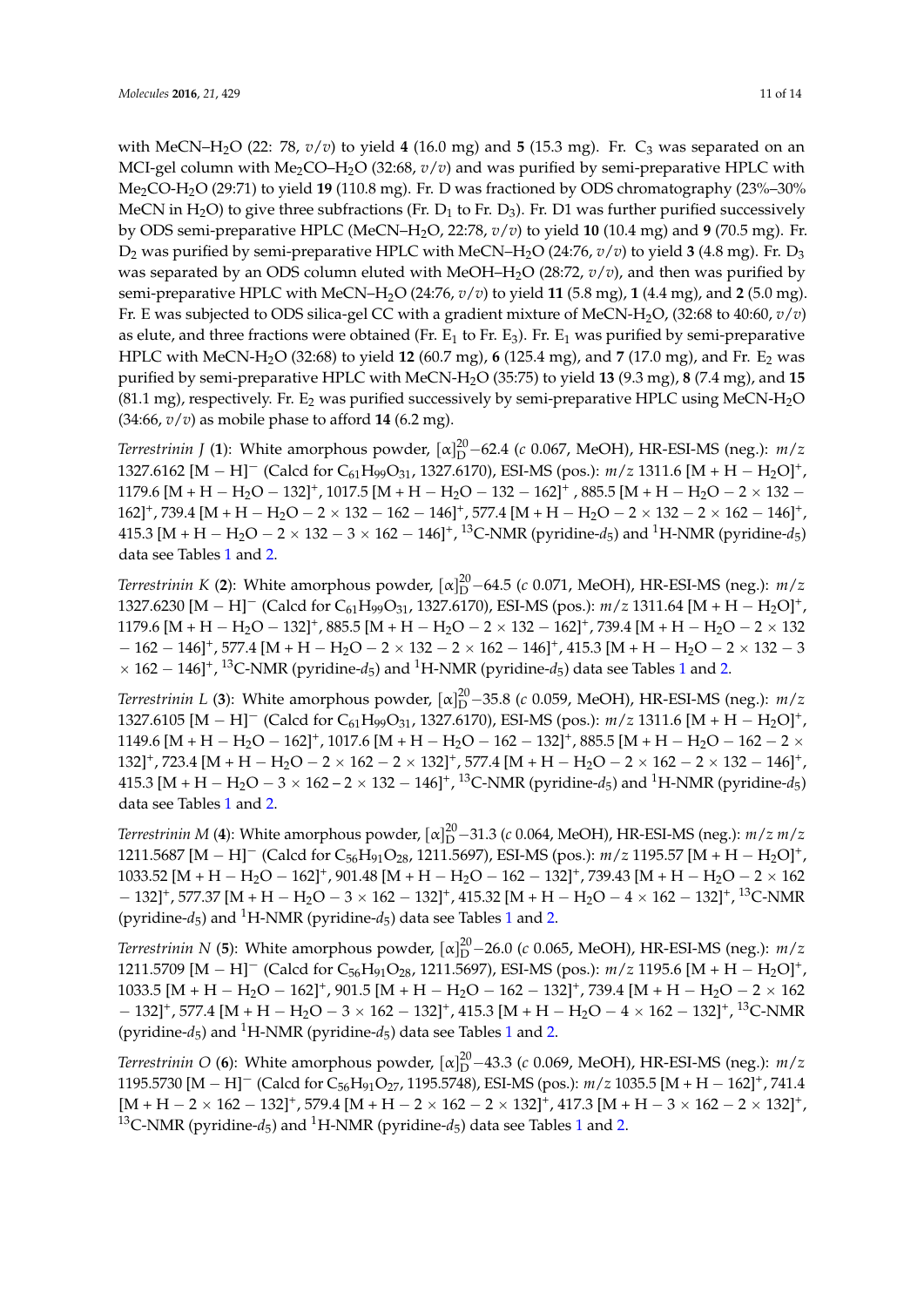with MeCN–$H_2O$ (22: 78, $v/v$) to yield **4** (16.0 mg) and **5** (15.3 mg). Fr. $C_3$ was separated on an MCI-gel column with $Me_2CO$–$H_2O$ (32:68, $v/v$) and was purified by semi-preparative HPLC with $Me_2CO$-$H_2O$ (29:71) to yield **19** (110.8 mg). Fr. D was fractioned by ODS chromatography (23%–30% MeCN in $H_2O$) to give three subfractions (Fr. $D_1$ to Fr. $D_3$). Fr. D1 was further purified successively by ODS semi-preparative HPLC (MeCN–$H_2O$, 22:78, $v/v$) to yield **10** (10.4 mg) and **9** (70.5 mg). Fr. $D_2$ was purified by semi-preparative HPLC with MeCN–$H_2O$ (24:76, $v/v$) to yield **3** (4.8 mg). Fr. $D_3$ was separated by an ODS column eluted with MeOH–$H_2O$ (28:72, $v/v$), and then was purified by semi-preparative HPLC with MeCN–$H_2O$ (24:76, $v/v$) to yield **11** (5.8 mg), **1** (4.4 mg), and **2** (5.0 mg). Fr. E was subjected to ODS silica-gel CC with a gradient mixture of MeCN-$H_2O$, (32:68 to 40:60, $v/v$) as elute, and three fractions were obtained (Fr. $E_1$ to Fr. $E_3$). Fr. $E_1$ was purified by semi-preparative HPLC with MeCN-$H_2O$ (32:68) to yield **12** (60.7 mg), **6** (125.4 mg), and **7** (17.0 mg), and Fr. $E_2$ was purified by semi-preparative HPLC with MeCN-$H_2O$ (35:75) to yield **13** (9.3 mg), **8** (7.4 mg), and **15** (81.1 mg), respectively. Fr. $E_2$ was purified successively by semi-preparative HPLC using MeCN-$H_2O$ (34:66, $v/v$) as mobile phase to afford **14** (6.2 mg).

*Terrestrinin J* (**1**): White amorphous powder, $[\alpha]_D^{20}$ −62.4 ($c$ 0.067, MeOH), HR-ESI-MS (neg.): $m/z$ 1327.6162 $[M - H]^-$ (Calcd for $C_{61}H_{99}O_{31}$, 1327.6170), ESI-MS (pos.): $m/z$ 1311.6 $[M + H - H_2O]^+$, 1179.6 $[M + H - H_2O - 132]^+$, 1017.5 $[M + H - H_2O - 132 - 162]^+$ , 885.5 $[M + H - H_2O - 2 \times 132 - 162]^+$, 739.4 $[M + H - H_2O - 2 \times 132 - 162 - 146]^+$, 577.4 $[M + H - H_2O - 2 \times 132 - 2 \times 162 - 146]^+$, 415.3 $[M + H - H_2O - 2 \times 132 - 3 \times 162 - 146]^+$, $^{13}$C-NMR (pyridine-$d_5$) and $^1$H-NMR (pyridine-$d_5$) data see Tables 1 and 2.

*Terrestrinin K* (**2**): White amorphous powder, $[\alpha]_D^{20}$ −64.5 ($c$ 0.071, MeOH), HR-ESI-MS (neg.): $m/z$ 1327.6230 $[M - H]^-$ (Calcd for $C_{61}H_{99}O_{31}$, 1327.6170), ESI-MS (pos.): $m/z$ 1311.64 $[M + H - H_2O]^+$, 1179.6 $[M + H - H_2O - 132]^+$, 885.5 $[M + H - H_2O - 2 \times 132 - 162]^+$, 739.4 $[M + H - H_2O - 2 \times 132 - 162 - 146]^+$, 577.4 $[M + H - H_2O - 2 \times 132 - 2 \times 162 - 146]^+$, 415.3 $[M + H - H_2O - 2 \times 132 - 3 \times 162 - 146]^+$, $^{13}$C-NMR (pyridine-$d_5$) and $^1$H-NMR (pyridine-$d_5$) data see Tables 1 and 2.

*Terrestrinin L* (**3**): White amorphous powder, $[\alpha]_D^{20}$ −35.8 ($c$ 0.059, MeOH), HR-ESI-MS (neg.): $m/z$ 1327.6105 $[M - H]^-$ (Calcd for $C_{61}H_{99}O_{31}$, 1327.6170), ESI-MS (pos.): $m/z$ 1311.6 $[M + H - H_2O]^+$, 1149.6 $[M + H - H_2O - 162]^+$, 1017.6 $[M + H - H_2O - 162 - 132]^+$, 885.5 $[M + H - H_2O - 162 - 2 \times 132]^+$, 723.4 $[M + H - H_2O - 2 \times 162 - 2 \times 132]^+$, 577.4 $[M + H - H_2O - 2 \times 162 - 2 \times 132 - 146]^+$, 415.3 $[M + H - H_2O - 3 \times 162 - 2 \times 132 - 146]^+$, $^{13}$C-NMR (pyridine-$d_5$) and $^1$H-NMR (pyridine-$d_5$) data see Tables 1 and 2.

*Terrestrinin M* (**4**): White amorphous powder, $[\alpha]_D^{20}$ −31.3 ($c$ 0.064, MeOH), HR-ESI-MS (neg.): $m/z$ $m/z$ 1211.5687 $[M - H]^-$ (Calcd for $C_{56}H_{91}O_{28}$, 1211.5697), ESI-MS (pos.): $m/z$ 1195.57 $[M + H - H_2O]^+$, 1033.52 $[M + H - H_2O - 162]^+$, 901.48 $[M + H - H_2O - 162 - 132]^+$, 739.43 $[M + H - H_2O - 2 \times 162 - 132]^+$, 577.37 $[M + H - H_2O - 3 \times 162 - 132]^+$, 415.32 $[M + H - H_2O - 4 \times 162 - 132]^+$, $^{13}$C-NMR (pyridine-$d_5$) and $^1$H-NMR (pyridine-$d_5$) data see Tables 1 and 2.

*Terrestrinin N* (**5**): White amorphous powder, $[\alpha]_D^{20}$ −26.0 ($c$ 0.065, MeOH), HR-ESI-MS (neg.): $m/z$ 1211.5709 $[M - H]^-$ (Calcd for $C_{56}H_{91}O_{28}$, 1211.5697), ESI-MS (pos.): $m/z$ 1195.6 $[M + H - H_2O]^+$, 1033.5 $[M + H - H_2O - 162]^+$, 901.5 $[M + H - H_2O - 162 - 132]^+$, 739.4 $[M + H - H_2O - 2 \times 162 - 132]^+$, 577.4 $[M + H - H_2O - 3 \times 162 - 132]^+$, 415.3 $[M + H - H_2O - 4 \times 162 - 132]^+$, $^{13}$C-NMR (pyridine-$d_5$) and $^1$H-NMR (pyridine-$d_5$) data see Tables 1 and 2.

*Terrestrinin O* (**6**): White amorphous powder, $[\alpha]_D^{20}$ −43.3 ($c$ 0.069, MeOH), HR-ESI-MS (neg.): $m/z$ 1195.5730 $[M - H]^-$ (Calcd for $C_{56}H_{91}O_{27}$, 1195.5748), ESI-MS (pos.): $m/z$ 1035.5 $[M + H - 162]^+$, 741.4 $[M + H - 2 \times 162 - 132]^+$, 579.4 $[M + H - 2 \times 162 - 2 \times 132]^+$, 417.3 $[M + H - 3 \times 162 - 2 \times 132]^+$, $^{13}$C-NMR (pyridine-$d_5$) and $^1$H-NMR (pyridine-$d_5$) data see Tables 1 and 2.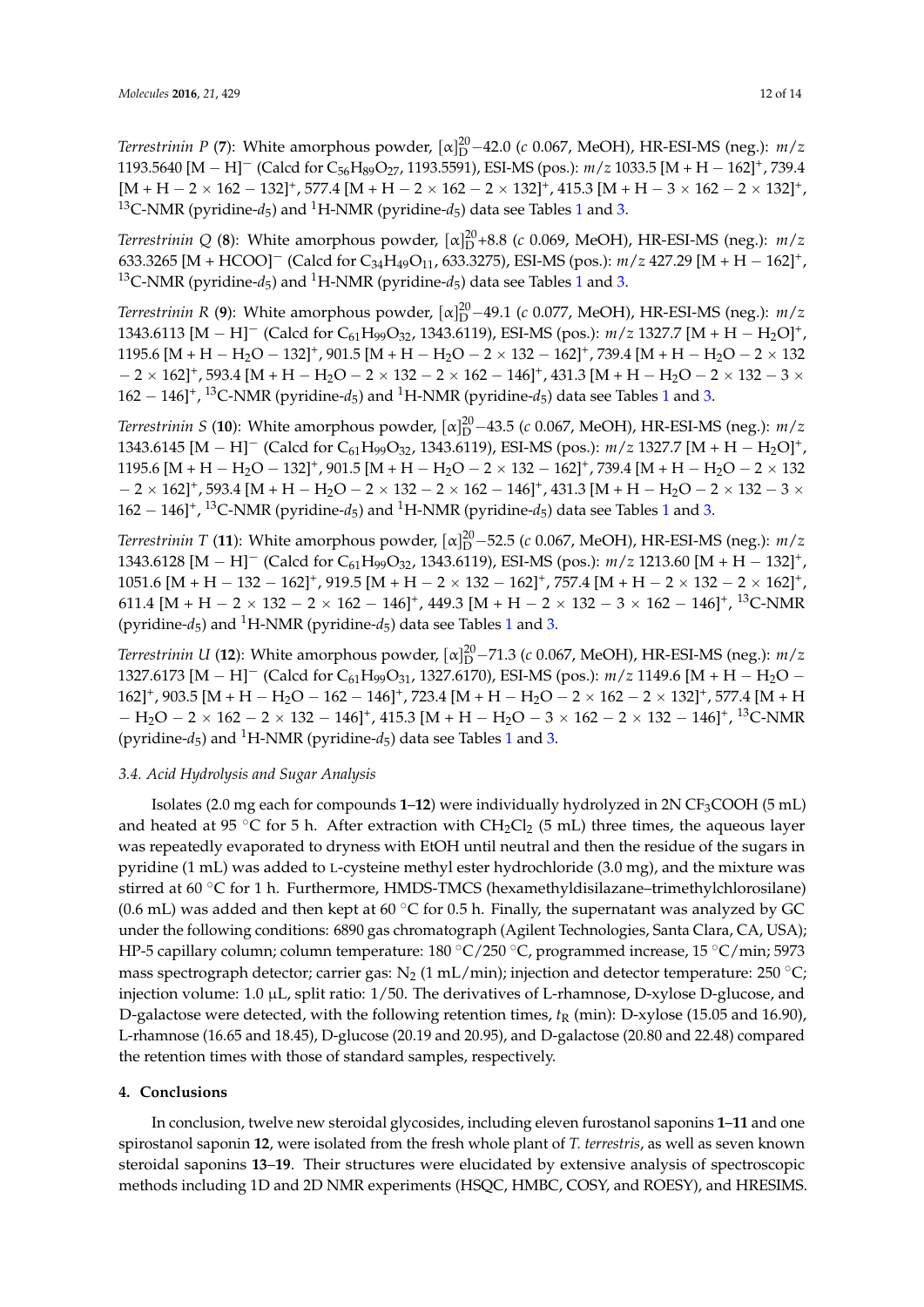*Terrestrinin P* (**7**): White amorphous powder, $[\alpha]_D^{20}$ −42.0 (*c* 0.067, MeOH), HR-ESI-MS (neg.): *m/z* 1193.5640 [M − H]$^-$ (Calcd for $C_{56}H_{89}O_{27}$, 1193.5591), ESI-MS (pos.): *m/z* 1033.5 [M + H − 162]$^+$, 739.4 [M + H − 2 × 162 − 132]$^+$, 577.4 [M + H − 2 × 162 − 2 × 132]$^+$, 415.3 [M + H − 3 × 162 − 2 × 132]$^+$, $^{13}$C-NMR (pyridine-$d_5$) and $^1$H-NMR (pyridine-$d_5$) data see Tables 1 and 3.

*Terrestrinin Q* (**8**): White amorphous powder, $[\alpha]_D^{20}$ +8.8 (*c* 0.069, MeOH), HR-ESI-MS (neg.): *m/z* 633.3265 [M + HCOO]$^-$ (Calcd for $C_{34}H_{49}O_{11}$, 633.3275), ESI-MS (pos.): *m/z* 427.29 [M + H − 162]$^+$, $^{13}$C-NMR (pyridine-$d_5$) and $^1$H-NMR (pyridine-$d_5$) data see Tables 1 and 3.

*Terrestrinin R* (**9**): White amorphous powder, $[\alpha]_D^{20}$ −49.1 (*c* 0.077, MeOH), HR-ESI-MS (neg.): *m/z* 1343.6113 [M − H]$^-$ (Calcd for $C_{61}H_{99}O_{32}$, 1343.6119), ESI-MS (pos.): *m/z* 1327.7 [M + H − $H_2O$]$^+$, 1195.6 [M + H − $H_2O$ − 132]$^+$, 901.5 [M + H − $H_2O$ − 2 × 132 − 162]$^+$, 739.4 [M + H − $H_2O$ − 2 × 132 − 2 × 162]$^+$, 593.4 [M + H − $H_2O$ − 2 × 132 − 2 × 162 − 146]$^+$, 431.3 [M + H − $H_2O$ − 2 × 132 − 3 × 162 − 146]$^+$, $^{13}$C-NMR (pyridine-$d_5$) and $^1$H-NMR (pyridine-$d_5$) data see Tables 1 and 3.

*Terrestrinin S* (**10**): White amorphous powder, $[\alpha]_D^{20}$ −43.5 (*c* 0.067, MeOH), HR-ESI-MS (neg.): *m/z* 1343.6145 [M − H]$^-$ (Calcd for $C_{61}H_{99}O_{32}$, 1343.6119), ESI-MS (pos.): *m/z* 1327.7 [M + H − $H_2O$]$^+$, 1195.6 [M + H − $H_2O$ − 132]$^+$, 901.5 [M + H − $H_2O$ − 2 × 132 − 162]$^+$, 739.4 [M + H − $H_2O$ − 2 × 132 − 2 × 162]$^+$, 593.4 [M + H − $H_2O$ − 2 × 132 − 2 × 162 − 146]$^+$, 431.3 [M + H − $H_2O$ − 2 × 132 − 3 × 162 − 146]$^+$, $^{13}$C-NMR (pyridine-$d_5$) and $^1$H-NMR (pyridine-$d_5$) data see Tables 1 and 3.

*Terrestrinin T* (**11**): White amorphous powder, $[\alpha]_D^{20}$ −52.5 (*c* 0.067, MeOH), HR-ESI-MS (neg.): *m/z* 1343.6128 [M − H]$^-$ (Calcd for $C_{61}H_{99}O_{32}$, 1343.6119), ESI-MS (pos.): *m/z* 1213.60 [M + H − 132]$^+$, 1051.6 [M + H − 132 − 162]$^+$, 919.5 [M + H − 2 × 132 − 162]$^+$, 757.4 [M + H − 2 × 132 − 2 × 162]$^+$, 611.4 [M + H − 2 × 132 − 2 × 162 − 146]$^+$, 449.3 [M + H − 2 × 132 − 3 × 162 − 146]$^+$, $^{13}$C-NMR (pyridine-$d_5$) and $^1$H-NMR (pyridine-$d_5$) data see Tables 1 and 3.

*Terrestrinin U* (**12**): White amorphous powder, $[\alpha]_D^{20}$ −71.3 (*c* 0.067, MeOH), HR-ESI-MS (neg.): *m/z* 1327.6173 [M − H]$^-$ (Calcd for $C_{61}H_{99}O_{31}$, 1327.6170), ESI-MS (pos.): *m/z* 1149.6 [M + H − $H_2O$ − 162]$^+$, 903.5 [M + H − $H_2O$ − 162 − 146]$^+$, 723.4 [M + H − $H_2O$ − 2 × 162 − 2 × 132]$^+$, 577.4 [M + H − $H_2O$ − 2 × 162 − 2 × 132 − 146]$^+$, 415.3 [M + H − $H_2O$ − 3 × 162 − 2 × 132 − 146]$^+$, $^{13}$C-NMR (pyridine-$d_5$) and $^1$H-NMR (pyridine-$d_5$) data see Tables 1 and 3.

### 3.4. Acid Hydrolysis and Sugar Analysis

Isolates (2.0 mg each for compounds **1**–**12**) were individually hydrolyzed in 2N $CF_3COOH$ (5 mL) and heated at 95 °C for 5 h. After extraction with $CH_2Cl_2$ (5 mL) three times, the aqueous layer was repeatedly evaporated to dryness with EtOH until neutral and then the residue of the sugars in pyridine (1 mL) was added to L-cysteine methyl ester hydrochloride (3.0 mg), and the mixture was stirred at 60 °C for 1 h. Furthermore, HMDS-TMCS (hexamethyldisilazane–trimethylchlorosilane) (0.6 mL) was added and then kept at 60 °C for 0.5 h. Finally, the supernatant was analyzed by GC under the following conditions: 6890 gas chromatograph (Agilent Technologies, Santa Clara, CA, USA); HP-5 capillary column; column temperature: 180 °C/250 °C, programmed increase, 15 °C/min; 5973 mass spectrograph detector; carrier gas: $N_2$ (1 mL/min); injection and detector temperature: 250 °C; injection volume: 1.0 μL, split ratio: 1/50. The derivatives of L-rhamnose, D-xylose D-glucose, and D-galactose were detected, with the following retention times, $t_R$ (min): D-xylose (15.05 and 16.90), L-rhamnose (16.65 and 18.45), D-glucose (20.19 and 20.95), and D-galactose (20.80 and 22.48) compared the retention times with those of standard samples, respectively.

## 4. Conclusions

In conclusion, twelve new steroidal glycosides, including eleven furostanol saponins **1**–**11** and one spirostanol saponin **12**, were isolated from the fresh whole plant of *T. terrestris*, as well as seven known steroidal saponins **13**–**19**. Their structures were elucidated by extensive analysis of spectroscopic methods including 1D and 2D NMR experiments (HSQC, HMBC, COSY, and ROESY), and HRESIMS.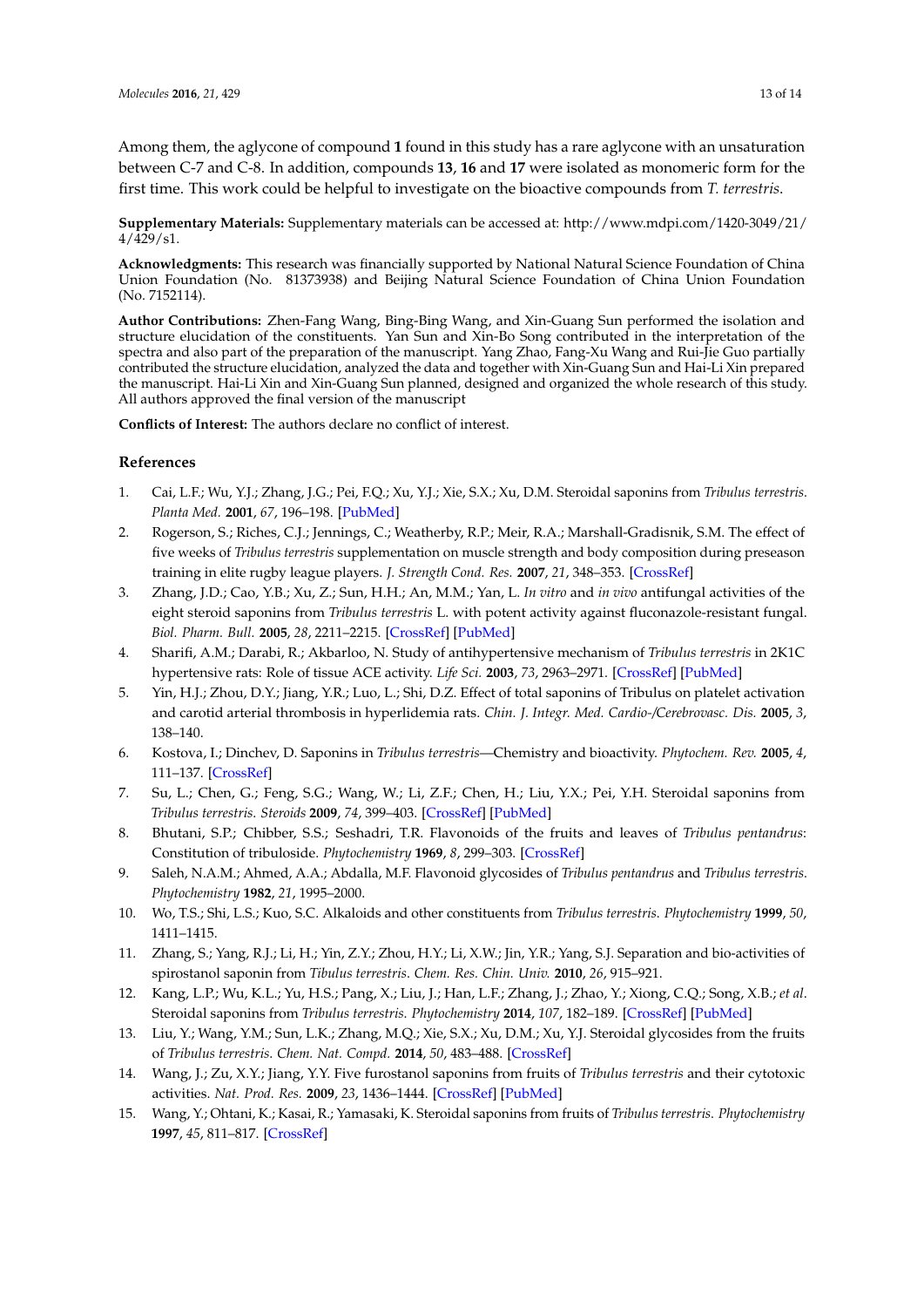Among them, the aglycone of compound **1** found in this study has a rare aglycone with an unsaturation between C-7 and C-8. In addition, compounds **13**, **16** and **17** were isolated as monomeric form for the first time. This work could be helpful to investigate on the bioactive compounds from *T. terrestris*.

**Supplementary Materials:** Supplementary materials can be accessed at: http://www.mdpi.com/1420-3049/21/4/429/s1.

**Acknowledgments:** This research was financially supported by National Natural Science Foundation of China Union Foundation (No. 81373938) and Beijing Natural Science Foundation of China Union Foundation (No. 7152114).

**Author Contributions:** Zhen-Fang Wang, Bing-Bing Wang, and Xin-Guang Sun performed the isolation and structure elucidation of the constituents. Yan Sun and Xin-Bo Song contributed in the interpretation of the spectra and also part of the preparation of the manuscript. Yang Zhao, Fang-Xu Wang and Rui-Jie Guo partially contributed the structure elucidation, analyzed the data and together with Xin-Guang Sun and Hai-Li Xin prepared the manuscript. Hai-Li Xin and Xin-Guang Sun planned, designed and organized the whole research of this study. All authors approved the final version of the manuscript

**Conflicts of Interest:** The authors declare no conflict of interest.

## References

1. Cai, L.F.; Wu, Y.J.; Zhang, J.G.; Pei, F.Q.; Xu, Y.J.; Xie, S.X.; Xu, D.M. Steroidal saponins from *Tribulus terrestris*. *Planta Med.* **2001**, *67*, 196–198. [PubMed]
2. Rogerson, S.; Riches, C.J.; Jennings, C.; Weatherby, R.P.; Meir, R.A.; Marshall-Gradisnik, S.M. The effect of five weeks of *Tribulus terrestris* supplementation on muscle strength and body composition during preseason training in elite rugby league players. *J. Strength Cond. Res.* **2007**, *21*, 348–353. [CrossRef]
3. Zhang, J.D.; Cao, Y.B.; Xu, Z.; Sun, H.H.; An, M.M.; Yan, L. *In vitro* and *in vivo* antifungal activities of the eight steroid saponins from *Tribulus terrestris* L. with potent activity against fluconazole-resistant fungal. *Biol. Pharm. Bull.* **2005**, *28*, 2211–2215. [CrossRef] [PubMed]
4. Sharifi, A.M.; Darabi, R.; Akbarloo, N. Study of antihypertensive mechanism of *Tribulus terrestris* in 2K1C hypertensive rats: Role of tissue ACE activity. *Life Sci.* **2003**, *73*, 2963–2971. [CrossRef] [PubMed]
5. Yin, H.J.; Zhou, D.Y.; Jiang, Y.R.; Luo, L.; Shi, D.Z. Effect of total saponins of Tribulus on platelet activation and carotid arterial thrombosis in hyperlidemia rats. *Chin. J. Integr. Med. Cardio-/Cerebrovasc. Dis.* **2005**, *3*, 138–140.
6. Kostova, I.; Dinchev, D. Saponins in *Tribulus terrestris*—Chemistry and bioactivity. *Phytochem. Rev.* **2005**, *4*, 111–137. [CrossRef]
7. Su, L.; Chen, G.; Feng, S.G.; Wang, W.; Li, Z.F.; Chen, H.; Liu, Y.X.; Pei, Y.H. Steroidal saponins from *Tribulus terrestris*. *Steroids* **2009**, *74*, 399–403. [CrossRef] [PubMed]
8. Bhutani, S.P.; Chibber, S.S.; Seshadri, T.R. Flavonoids of the fruits and leaves of *Tribulus pentandrus*: Constitution of tribuloside. *Phytochemistry* **1969**, *8*, 299–303. [CrossRef]
9. Saleh, N.A.M.; Ahmed, A.A.; Abdalla, M.F. Flavonoid glycosides of *Tribulus pentandrus* and *Tribulus terrestris*. *Phytochemistry* **1982**, *21*, 1995–2000.
10. Wo, T.S.; Shi, L.S.; Kuo, S.C. Alkaloids and other constituents from *Tribulus terrestris*. *Phytochemistry* **1999**, *50*, 1411–1415.
11. Zhang, S.; Yang, R.J.; Li, H.; Yin, Z.Y.; Zhou, H.Y.; Li, X.W.; Jin, Y.R.; Yang, S.J. Separation and bio-activities of spirostanol saponin from *Tibulus terrestris*. *Chem. Res. Chin. Univ.* **2010**, *26*, 915–921.
12. Kang, L.P.; Wu, K.L.; Yu, H.S.; Pang, X.; Liu, J.; Han, L.F.; Zhang, J.; Zhao, Y.; Xiong, C.Q.; Song, X.B.; *et al.* Steroidal saponins from *Tribulus terrestris*. *Phytochemistry* **2014**, *107*, 182–189. [CrossRef] [PubMed]
13. Liu, Y.; Wang, Y.M.; Sun, L.K.; Zhang, M.Q.; Xie, S.X.; Xu, D.M.; Xu, Y.J. Steroidal glycosides from the fruits of *Tribulus terrestris*. *Chem. Nat. Compd.* **2014**, *50*, 483–488. [CrossRef]
14. Wang, J.; Zu, X.Y.; Jiang, Y.Y. Five furostanol saponins from fruits of *Tribulus terrestris* and their cytotoxic activities. *Nat. Prod. Res.* **2009**, *23*, 1436–1444. [CrossRef] [PubMed]
15. Wang, Y.; Ohtani, K.; Kasai, R.; Yamasaki, K. Steroidal saponins from fruits of *Tribulus terrestris*. *Phytochemistry* **1997**, *45*, 811–817. [CrossRef]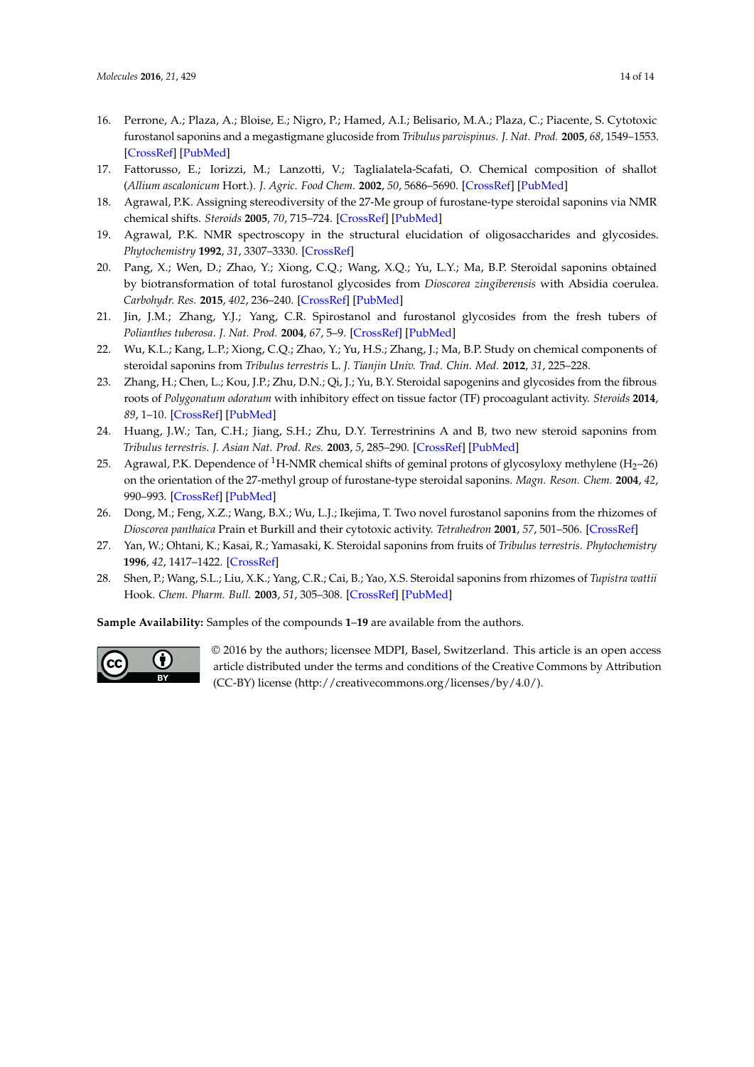16. Perrone, A.; Plaza, A.; Bloise, E.; Nigro, P.; Hamed, A.I.; Belisario, M.A.; Plaza, C.; Piacente, S. Cytotoxic furostanol saponins and a megastigmane glucoside from *Tribulus parvispinus*. *J. Nat. Prod.* **2005**, *68*, 1549–1553. [CrossRef] [PubMed]
17. Fattorusso, E.; Iorizzi, M.; Lanzotti, V.; Taglialatela-Scafati, O. Chemical composition of shallot (*Allium ascalonicum* Hort.). *J. Agric. Food Chem.* **2002**, *50*, 5686–5690. [CrossRef] [PubMed]
18. Agrawal, P.K. Assigning stereodiversity of the 27-Me group of furostane-type steroidal saponins via NMR chemical shifts. *Steroids* **2005**, *70*, 715–724. [CrossRef] [PubMed]
19. Agrawal, P.K. NMR spectroscopy in the structural elucidation of oligosaccharides and glycosides. *Phytochemistry* **1992**, *31*, 3307–3330. [CrossRef]
20. Pang, X.; Wen, D.; Zhao, Y.; Xiong, C.Q.; Wang, X.Q.; Yu, L.Y.; Ma, B.P. Steroidal saponins obtained by biotransformation of total furostanol glycosides from *Dioscorea zingiberensis* with Absidia coerulea. *Carbohydr. Res.* **2015**, *402*, 236–240. [CrossRef] [PubMed]
21. Jin, J.M.; Zhang, Y.J.; Yang, C.R. Spirostanol and furostanol glycosides from the fresh tubers of *Polianthes tuberosa*. *J. Nat. Prod.* **2004**, *67*, 5–9. [CrossRef] [PubMed]
22. Wu, K.L.; Kang, L.P.; Xiong, C.Q.; Zhao, Y.; Yu, H.S.; Zhang, J.; Ma, B.P. Study on chemical components of steroidal saponins from *Tribulus terrestris* L. *J. Tianjin Univ. Trad. Chin. Med.* **2012**, *31*, 225–228.
23. Zhang, H.; Chen, L.; Kou, J.P.; Zhu, D.N.; Qi, J.; Yu, B.Y. Steroidal sapogenins and glycosides from the fibrous roots of *Polygonatum odoratum* with inhibitory effect on tissue factor (TF) procoagulant activity. *Steroids* **2014**, *89*, 1–10. [CrossRef] [PubMed]
24. Huang, J.W.; Tan, C.H.; Jiang, S.H.; Zhu, D.Y. Terrestrinins A and B, two new steroid saponins from *Tribulus terrestris*. *J. Asian Nat. Prod. Res.* **2003**, *5*, 285–290. [CrossRef] [PubMed]
25. Agrawal, P.K. Dependence of $^{1}$H-NMR chemical shifts of geminal protons of glycosyloxy methylene ($H_2$–26) on the orientation of the 27-methyl group of furostane-type steroidal saponins. *Magn. Reson. Chem.* **2004**, *42*, 990–993. [CrossRef] [PubMed]
26. Dong, M.; Feng, X.Z.; Wang, B.X.; Wu, L.J.; Ikejima, T. Two novel furostanol saponins from the rhizomes of *Dioscorea panthaica* Prain et Burkill and their cytotoxic activity. *Tetrahedron* **2001**, *57*, 501–506. [CrossRef]
27. Yan, W.; Ohtani, K.; Kasai, R.; Yamasaki, K. Steroidal saponins from fruits of *Tribulus terrestris*. *Phytochemistry* **1996**, *42*, 1417–1422. [CrossRef]
28. Shen, P.; Wang, S.L.; Liu, X.K.; Yang, C.R.; Cai, B.; Yao, X.S. Steroidal saponins from rhizomes of *Tupistra wattii* Hook. *Chem. Pharm. Bull.* **2003**, *51*, 305–308. [CrossRef] [PubMed]

**Sample Availability:** Samples of the compounds **1**–**19** are available from the authors.

© 2016 by the authors; licensee MDPI, Basel, Switzerland. This article is an open access article distributed under the terms and conditions of the Creative Commons by Attribution (CC-BY) license (http://creativecommons.org/licenses/by/4.0/).